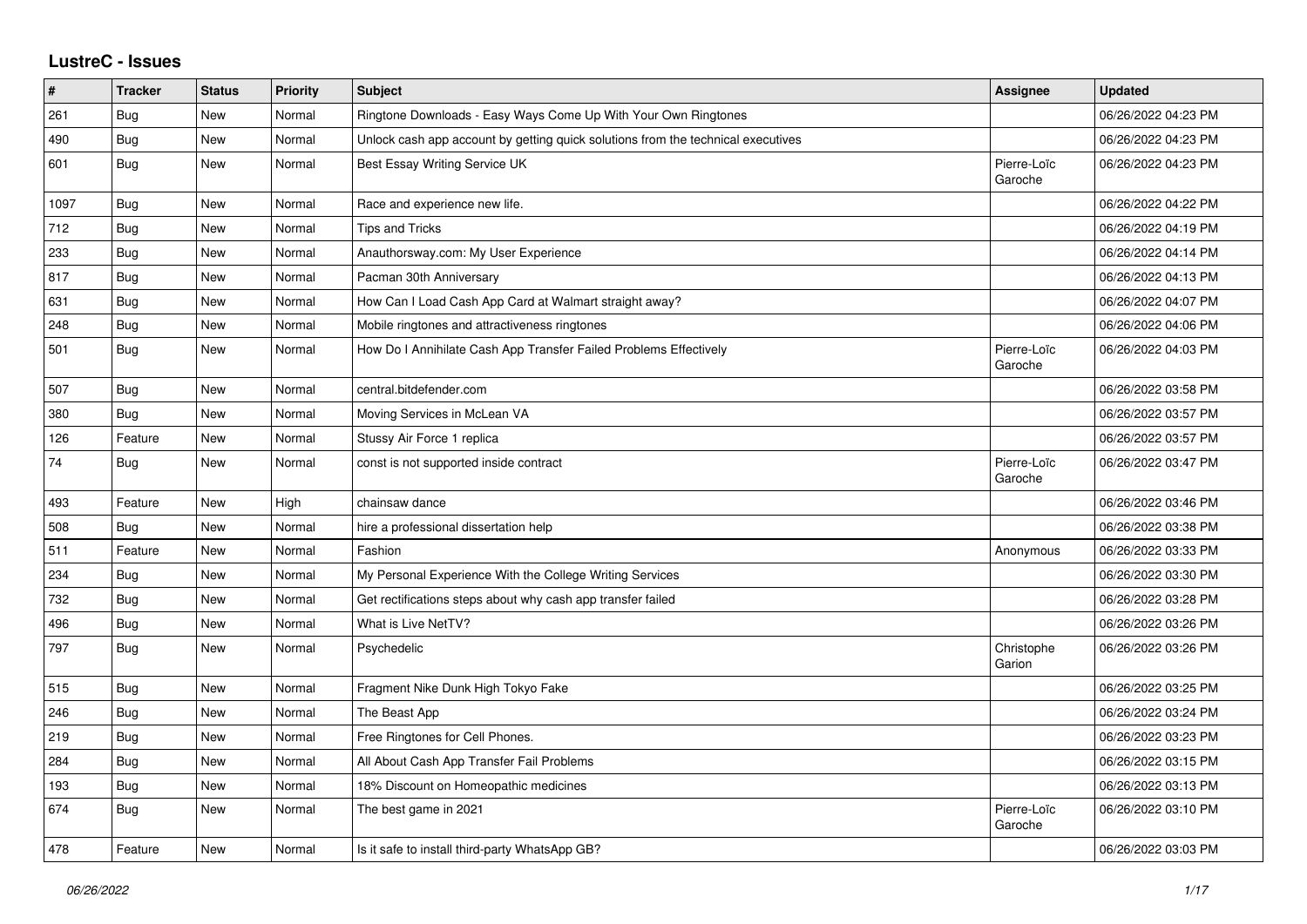# LustreC - Issues

| # | Tracker | Status | Priority | Subject | Assignee | Updated |
|---|---|---|---|---|---|---|
| 261 | Bug | New | Normal | Ringtone Downloads - Easy Ways Come Up With Your Own Ringtones | | 06/26/2022 04:23 PM |
| 490 | Bug | New | Normal | Unlock cash app account by getting quick solutions from the technical executives | | 06/26/2022 04:23 PM |
| 601 | Bug | New | Normal | Best Essay Writing Service UK | Pierre-Loïc Garoche | 06/26/2022 04:23 PM |
| 1097 | Bug | New | Normal | Race and experience new life. | | 06/26/2022 04:22 PM |
| 712 | Bug | New | Normal | Tips and Tricks | | 06/26/2022 04:19 PM |
| 233 | Bug | New | Normal | Anauthorsway.com: My User Experience | | 06/26/2022 04:14 PM |
| 817 | Bug | New | Normal | Pacman 30th Anniversary | | 06/26/2022 04:13 PM |
| 631 | Bug | New | Normal | How Can I Load Cash App Card at Walmart straight away? | | 06/26/2022 04:07 PM |
| 248 | Bug | New | Normal | Mobile ringtones and attractiveness ringtones | | 06/26/2022 04:06 PM |
| 501 | Bug | New | Normal | How Do I Annihilate Cash App Transfer Failed Problems Effectively | Pierre-Loïc Garoche | 06/26/2022 04:03 PM |
| 507 | Bug | New | Normal | central.bitdefender.com | | 06/26/2022 03:58 PM |
| 380 | Bug | New | Normal | Moving Services in McLean VA | | 06/26/2022 03:57 PM |
| 126 | Feature | New | Normal | Stussy Air Force 1 replica | | 06/26/2022 03:57 PM |
| 74 | Bug | New | Normal | const is not supported inside contract | Pierre-Loïc Garoche | 06/26/2022 03:47 PM |
| 493 | Feature | New | High | chainsaw dance | | 06/26/2022 03:46 PM |
| 508 | Bug | New | Normal | hire a professional dissertation help | | 06/26/2022 03:38 PM |
| 511 | Feature | New | Normal | Fashion | Anonymous | 06/26/2022 03:33 PM |
| 234 | Bug | New | Normal | My Personal Experience With the College Writing Services | | 06/26/2022 03:30 PM |
| 732 | Bug | New | Normal | Get rectifications steps about why cash app transfer failed | | 06/26/2022 03:28 PM |
| 496 | Bug | New | Normal | What is Live NetTV? | | 06/26/2022 03:26 PM |
| 797 | Bug | New | Normal | Psychedelic | Christophe Garion | 06/26/2022 03:26 PM |
| 515 | Bug | New | Normal | Fragment Nike Dunk High Tokyo Fake | | 06/26/2022 03:25 PM |
| 246 | Bug | New | Normal | The Beast App | | 06/26/2022 03:24 PM |
| 219 | Bug | New | Normal | Free Ringtones for Cell Phones. | | 06/26/2022 03:23 PM |
| 284 | Bug | New | Normal | All About Cash App Transfer Fail Problems | | 06/26/2022 03:15 PM |
| 193 | Bug | New | Normal | 18% Discount on Homeopathic medicines | | 06/26/2022 03:13 PM |
| 674 | Bug | New | Normal | The best game in 2021 | Pierre-Loïc Garoche | 06/26/2022 03:10 PM |
| 478 | Feature | New | Normal | Is it safe to install third-party WhatsApp GB? | | 06/26/2022 03:03 PM |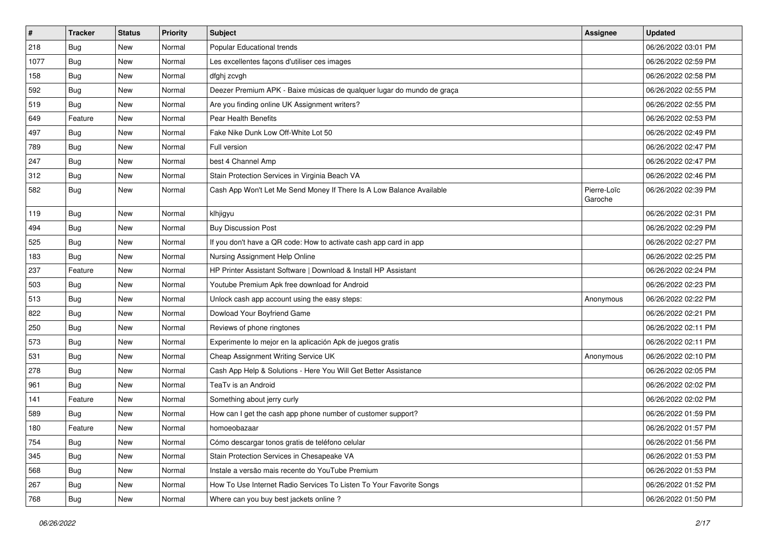| # | Tracker | Status | Priority | Subject | Assignee | Updated |
|---|---|---|---|---|---|---|
| 218 | Bug | New | Normal | Popular Educational trends | | 06/26/2022 03:01 PM |
| 1077 | Bug | New | Normal | Les excellentes façons d'utiliser ces images | | 06/26/2022 02:59 PM |
| 158 | Bug | New | Normal | dfghj zcvgh | | 06/26/2022 02:58 PM |
| 592 | Bug | New | Normal | Deezer Premium APK - Baixe músicas de qualquer lugar do mundo de graça | | 06/26/2022 02:55 PM |
| 519 | Bug | New | Normal | Are you finding online UK Assignment writers? | | 06/26/2022 02:55 PM |
| 649 | Feature | New | Normal | Pear Health Benefits | | 06/26/2022 02:53 PM |
| 497 | Bug | New | Normal | Fake Nike Dunk Low Off-White Lot 50 | | 06/26/2022 02:49 PM |
| 789 | Bug | New | Normal | Full version | | 06/26/2022 02:47 PM |
| 247 | Bug | New | Normal | best 4 Channel Amp | | 06/26/2022 02:47 PM |
| 312 | Bug | New | Normal | Stain Protection Services in Virginia Beach VA | | 06/26/2022 02:46 PM |
| 582 | Bug | New | Normal | Cash App Won't Let Me Send Money If There Is A Low Balance Available | Pierre-Loïc Garoche | 06/26/2022 02:39 PM |
| 119 | Bug | New | Normal | klhjigyu | | 06/26/2022 02:31 PM |
| 494 | Bug | New | Normal | Buy Discussion Post | | 06/26/2022 02:29 PM |
| 525 | Bug | New | Normal | If you don't have a QR code: How to activate cash app card in app | | 06/26/2022 02:27 PM |
| 183 | Bug | New | Normal | Nursing Assignment Help Online | | 06/26/2022 02:25 PM |
| 237 | Feature | New | Normal | HP Printer Assistant Software \| Download & Install HP Assistant | | 06/26/2022 02:24 PM |
| 503 | Bug | New | Normal | Youtube Premium Apk free download for Android | | 06/26/2022 02:23 PM |
| 513 | Bug | New | Normal | Unlock cash app account using the easy steps: | Anonymous | 06/26/2022 02:22 PM |
| 822 | Bug | New | Normal | Dowload Your Boyfriend Game | | 06/26/2022 02:21 PM |
| 250 | Bug | New | Normal | Reviews of phone ringtones | | 06/26/2022 02:11 PM |
| 573 | Bug | New | Normal | Experimente lo mejor en la aplicación Apk de juegos gratis | | 06/26/2022 02:11 PM |
| 531 | Bug | New | Normal | Cheap Assignment Writing Service UK | Anonymous | 06/26/2022 02:10 PM |
| 278 | Bug | New | Normal | Cash App Help & Solutions - Here You Will Get Better Assistance | | 06/26/2022 02:05 PM |
| 961 | Bug | New | Normal | TeaTv is an Android | | 06/26/2022 02:02 PM |
| 141 | Feature | New | Normal | Something about jerry curly | | 06/26/2022 02:02 PM |
| 589 | Bug | New | Normal | How can I get the cash app phone number of customer support? | | 06/26/2022 01:59 PM |
| 180 | Feature | New | Normal | homoeobazaar | | 06/26/2022 01:57 PM |
| 754 | Bug | New | Normal | Cómo descargar tonos gratis de teléfono celular | | 06/26/2022 01:56 PM |
| 345 | Bug | New | Normal | Stain Protection Services in Chesapeake VA | | 06/26/2022 01:53 PM |
| 568 | Bug | New | Normal | Instale a versão mais recente do YouTube Premium | | 06/26/2022 01:53 PM |
| 267 | Bug | New | Normal | How To Use Internet Radio Services To Listen To Your Favorite Songs | | 06/26/2022 01:52 PM |
| 768 | Bug | New | Normal | Where can you buy best jackets online ? | | 06/26/2022 01:50 PM |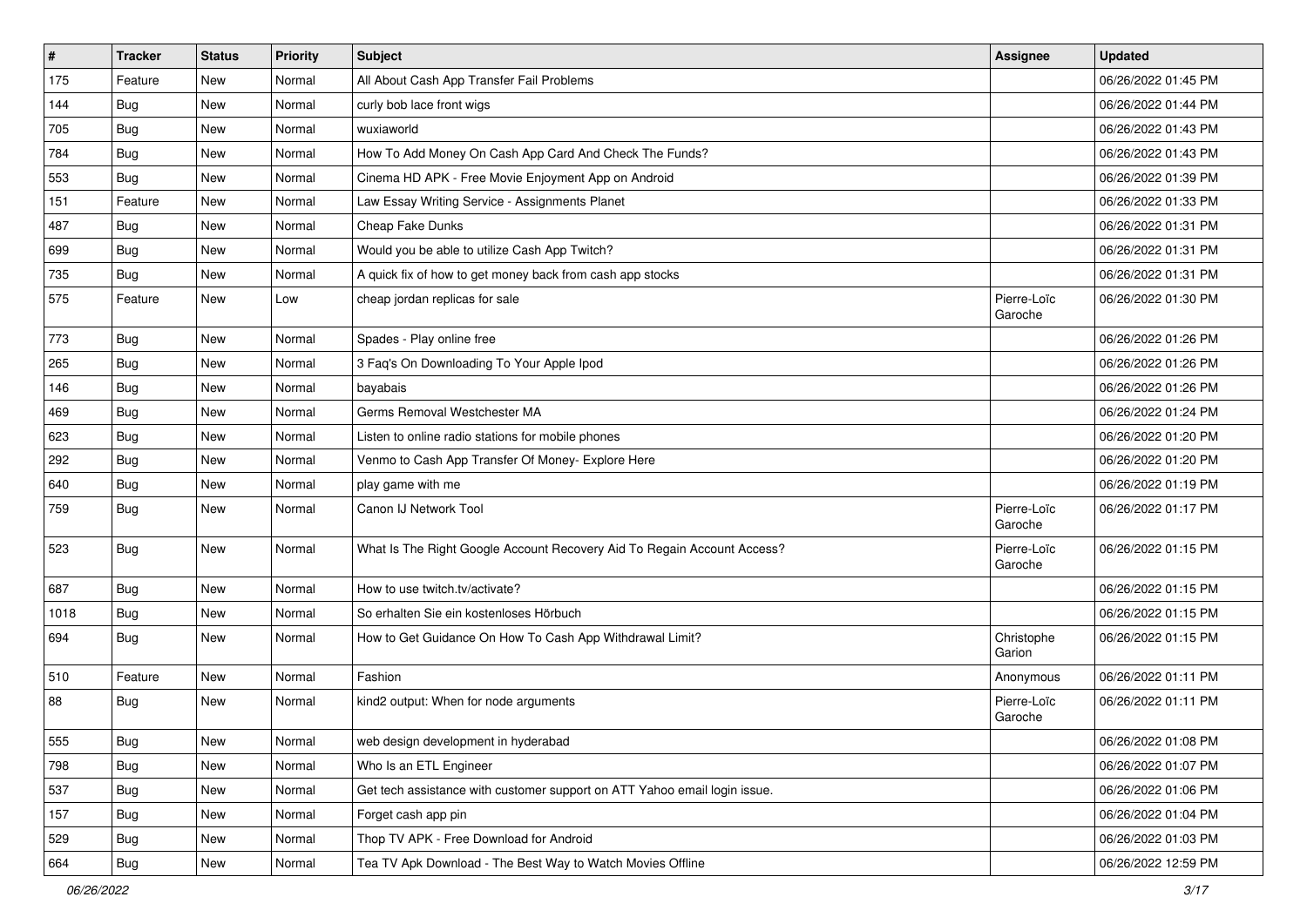| # | Tracker | Status | Priority | Subject | Assignee | Updated |
|---|---|---|---|---|---|---|
| 175 | Feature | New | Normal | All About Cash App Transfer Fail Problems | | 06/26/2022 01:45 PM |
| 144 | Bug | New | Normal | curly bob lace front wigs | | 06/26/2022 01:44 PM |
| 705 | Bug | New | Normal | wuxiaworld | | 06/26/2022 01:43 PM |
| 784 | Bug | New | Normal | How To Add Money On Cash App Card And Check The Funds? | | 06/26/2022 01:43 PM |
| 553 | Bug | New | Normal | Cinema HD APK - Free Movie Enjoyment App on Android | | 06/26/2022 01:39 PM |
| 151 | Feature | New | Normal | Law Essay Writing Service - Assignments Planet | | 06/26/2022 01:33 PM |
| 487 | Bug | New | Normal | Cheap Fake Dunks | | 06/26/2022 01:31 PM |
| 699 | Bug | New | Normal | Would you be able to utilize Cash App Twitch? | | 06/26/2022 01:31 PM |
| 735 | Bug | New | Normal | A quick fix of how to get money back from cash app stocks | | 06/26/2022 01:31 PM |
| 575 | Feature | New | Low | cheap jordan replicas for sale | Pierre-Loïc Garoche | 06/26/2022 01:30 PM |
| 773 | Bug | New | Normal | Spades - Play online free | | 06/26/2022 01:26 PM |
| 265 | Bug | New | Normal | 3 Faq's On Downloading To Your Apple Ipod | | 06/26/2022 01:26 PM |
| 146 | Bug | New | Normal | bayabais | | 06/26/2022 01:26 PM |
| 469 | Bug | New | Normal | Germs Removal Westchester MA | | 06/26/2022 01:24 PM |
| 623 | Bug | New | Normal | Listen to online radio stations for mobile phones | | 06/26/2022 01:20 PM |
| 292 | Bug | New | Normal | Venmo to Cash App Transfer Of Money- Explore Here | | 06/26/2022 01:20 PM |
| 640 | Bug | New | Normal | play game with me | | 06/26/2022 01:19 PM |
| 759 | Bug | New | Normal | Canon IJ Network Tool | Pierre-Loïc Garoche | 06/26/2022 01:17 PM |
| 523 | Bug | New | Normal | What Is The Right Google Account Recovery Aid To Regain Account Access? | Pierre-Loïc Garoche | 06/26/2022 01:15 PM |
| 687 | Bug | New | Normal | How to use twitch.tv/activate? | | 06/26/2022 01:15 PM |
| 1018 | Bug | New | Normal | So erhalten Sie ein kostenloses Hörbuch | | 06/26/2022 01:15 PM |
| 694 | Bug | New | Normal | How to Get Guidance On How To Cash App Withdrawal Limit? | Christophe Garion | 06/26/2022 01:15 PM |
| 510 | Feature | New | Normal | Fashion | Anonymous | 06/26/2022 01:11 PM |
| 88 | Bug | New | Normal | kind2 output: When for node arguments | Pierre-Loïc Garoche | 06/26/2022 01:11 PM |
| 555 | Bug | New | Normal | web design development in hyderabad | | 06/26/2022 01:08 PM |
| 798 | Bug | New | Normal | Who Is an ETL Engineer | | 06/26/2022 01:07 PM |
| 537 | Bug | New | Normal | Get tech assistance with customer support on ATT Yahoo email login issue. | | 06/26/2022 01:06 PM |
| 157 | Bug | New | Normal | Forget cash app pin | | 06/26/2022 01:04 PM |
| 529 | Bug | New | Normal | Thop TV APK - Free Download for Android | | 06/26/2022 01:03 PM |
| 664 | Bug | New | Normal | Tea TV Apk Download - The Best Way to Watch Movies Offline | | 06/26/2022 12:59 PM |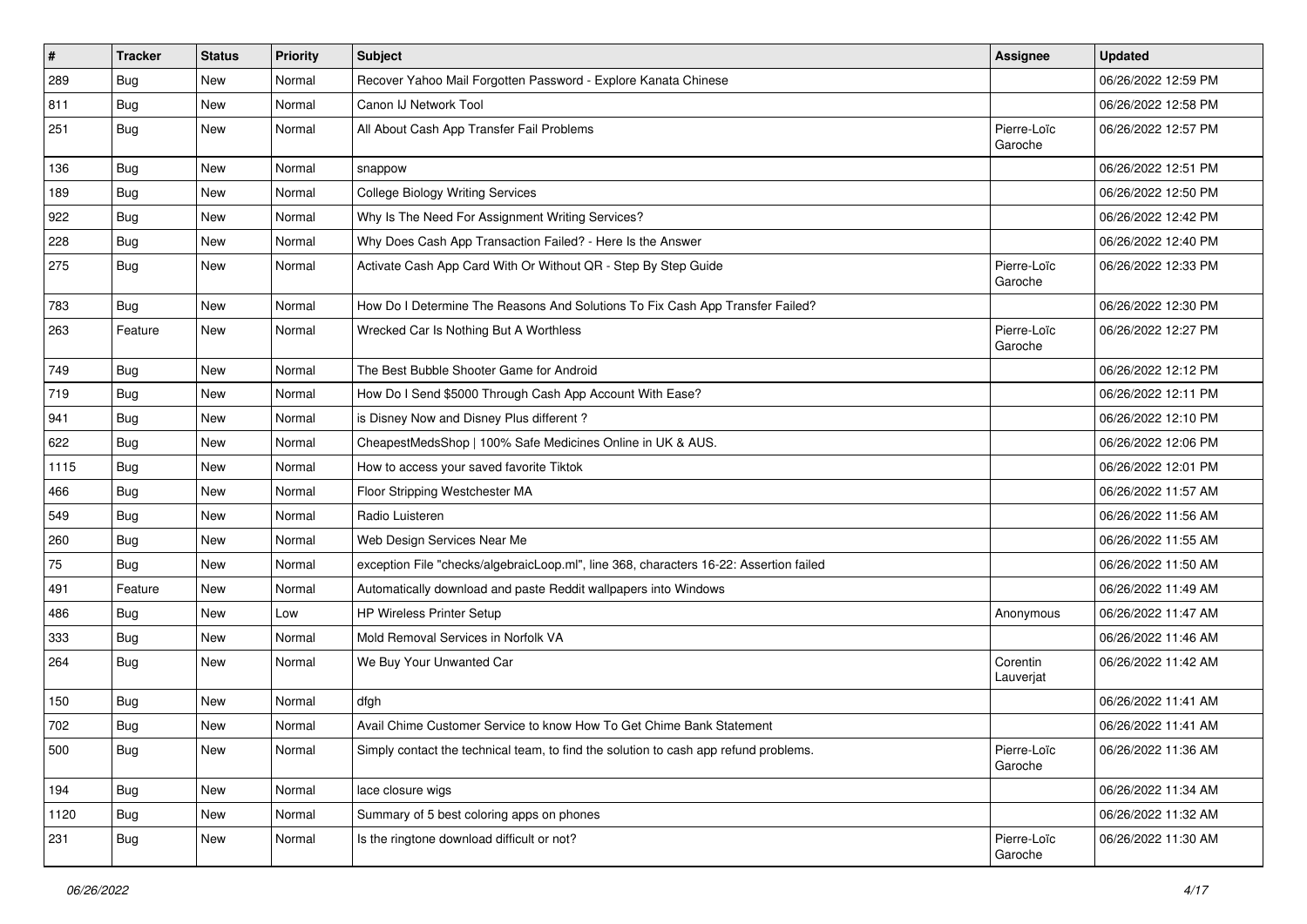| # | Tracker | Status | Priority | Subject | Assignee | Updated |
|---|---|---|---|---|---|---|
| 289 | Bug | New | Normal | Recover Yahoo Mail Forgotten Password - Explore Kanata Chinese | | 06/26/2022 12:59 PM |
| 811 | Bug | New | Normal | Canon IJ Network Tool | | 06/26/2022 12:58 PM |
| 251 | Bug | New | Normal | All About Cash App Transfer Fail Problems | Pierre-Loïc Garoche | 06/26/2022 12:57 PM |
| 136 | Bug | New | Normal | snappow | | 06/26/2022 12:51 PM |
| 189 | Bug | New | Normal | College Biology Writing Services | | 06/26/2022 12:50 PM |
| 922 | Bug | New | Normal | Why Is The Need For Assignment Writing Services? | | 06/26/2022 12:42 PM |
| 228 | Bug | New | Normal | Why Does Cash App Transaction Failed? - Here Is the Answer | | 06/26/2022 12:40 PM |
| 275 | Bug | New | Normal | Activate Cash App Card With Or Without QR - Step By Step Guide | Pierre-Loïc Garoche | 06/26/2022 12:33 PM |
| 783 | Bug | New | Normal | How Do I Determine The Reasons And Solutions To Fix Cash App Transfer Failed? | | 06/26/2022 12:30 PM |
| 263 | Feature | New | Normal | Wrecked Car Is Nothing But A Worthless | Pierre-Loïc Garoche | 06/26/2022 12:27 PM |
| 749 | Bug | New | Normal | The Best Bubble Shooter Game for Android | | 06/26/2022 12:12 PM |
| 719 | Bug | New | Normal | How Do I Send $5000 Through Cash App Account With Ease? | | 06/26/2022 12:11 PM |
| 941 | Bug | New | Normal | is Disney Now and Disney Plus different ? | | 06/26/2022 12:10 PM |
| 622 | Bug | New | Normal | CheapestMedsShop \| 100% Safe Medicines Online in UK & AUS. | | 06/26/2022 12:06 PM |
| 1115 | Bug | New | Normal | How to access your saved favorite Tiktok | | 06/26/2022 12:01 PM |
| 466 | Bug | New | Normal | Floor Stripping Westchester MA | | 06/26/2022 11:57 AM |
| 549 | Bug | New | Normal | Radio Luisteren | | 06/26/2022 11:56 AM |
| 260 | Bug | New | Normal | Web Design Services Near Me | | 06/26/2022 11:55 AM |
| 75 | Bug | New | Normal | exception File "checks/algebraicLoop.ml", line 368, characters 16-22: Assertion failed | | 06/26/2022 11:50 AM |
| 491 | Feature | New | Normal | Automatically download and paste Reddit wallpapers into Windows | | 06/26/2022 11:49 AM |
| 486 | Bug | New | Low | HP Wireless Printer Setup | Anonymous | 06/26/2022 11:47 AM |
| 333 | Bug | New | Normal | Mold Removal Services in Norfolk VA | | 06/26/2022 11:46 AM |
| 264 | Bug | New | Normal | We Buy Your Unwanted Car | Corentin Lauverjat | 06/26/2022 11:42 AM |
| 150 | Bug | New | Normal | dfgh | | 06/26/2022 11:41 AM |
| 702 | Bug | New | Normal | Avail Chime Customer Service to know How To Get Chime Bank Statement | | 06/26/2022 11:41 AM |
| 500 | Bug | New | Normal | Simply contact the technical team, to find the solution to cash app refund problems. | Pierre-Loïc Garoche | 06/26/2022 11:36 AM |
| 194 | Bug | New | Normal | lace closure wigs | | 06/26/2022 11:34 AM |
| 1120 | Bug | New | Normal | Summary of 5 best coloring apps on phones | | 06/26/2022 11:32 AM |
| 231 | Bug | New | Normal | Is the ringtone download difficult or not? | Pierre-Loïc Garoche | 06/26/2022 11:30 AM |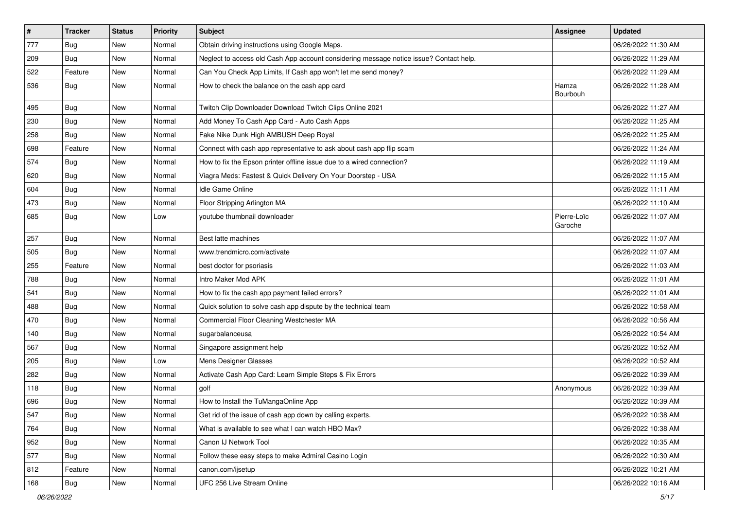| # | Tracker | Status | Priority | Subject | Assignee | Updated |
|---|---|---|---|---|---|---|
| 777 | Bug | New | Normal | Obtain driving instructions using Google Maps. | | 06/26/2022 11:30 AM |
| 209 | Bug | New | Normal | Neglect to access old Cash App account considering message notice issue? Contact help. | | 06/26/2022 11:29 AM |
| 522 | Feature | New | Normal | Can You Check App Limits, If Cash app won't let me send money? | | 06/26/2022 11:29 AM |
| 536 | Bug | New | Normal | How to check the balance on the cash app card | Hamza Bourbouh | 06/26/2022 11:28 AM |
| 495 | Bug | New | Normal | Twitch Clip Downloader Download Twitch Clips Online 2021 | | 06/26/2022 11:27 AM |
| 230 | Bug | New | Normal | Add Money To Cash App Card - Auto Cash Apps | | 06/26/2022 11:25 AM |
| 258 | Bug | New | Normal | Fake Nike Dunk High AMBUSH Deep Royal | | 06/26/2022 11:25 AM |
| 698 | Feature | New | Normal | Connect with cash app representative to ask about cash app flip scam | | 06/26/2022 11:24 AM |
| 574 | Bug | New | Normal | How to fix the Epson printer offline issue due to a wired connection? | | 06/26/2022 11:19 AM |
| 620 | Bug | New | Normal | Viagra Meds: Fastest & Quick Delivery On Your Doorstep - USA | | 06/26/2022 11:15 AM |
| 604 | Bug | New | Normal | Idle Game Online | | 06/26/2022 11:11 AM |
| 473 | Bug | New | Normal | Floor Stripping Arlington MA | | 06/26/2022 11:10 AM |
| 685 | Bug | New | Low | youtube thumbnail downloader | Pierre-Loïc Garoche | 06/26/2022 11:07 AM |
| 257 | Bug | New | Normal | Best latte machines | | 06/26/2022 11:07 AM |
| 505 | Bug | New | Normal | www.trendmicro.com/activate | | 06/26/2022 11:07 AM |
| 255 | Feature | New | Normal | best doctor for psoriasis | | 06/26/2022 11:03 AM |
| 788 | Bug | New | Normal | Intro Maker Mod APK | | 06/26/2022 11:01 AM |
| 541 | Bug | New | Normal | How to fix the cash app payment failed errors? | | 06/26/2022 11:01 AM |
| 488 | Bug | New | Normal | Quick solution to solve cash app dispute by the technical team | | 06/26/2022 10:58 AM |
| 470 | Bug | New | Normal | Commercial Floor Cleaning Westchester MA | | 06/26/2022 10:56 AM |
| 140 | Bug | New | Normal | sugarbalanceusa | | 06/26/2022 10:54 AM |
| 567 | Bug | New | Normal | Singapore assignment help | | 06/26/2022 10:52 AM |
| 205 | Bug | New | Low | Mens Designer Glasses | | 06/26/2022 10:52 AM |
| 282 | Bug | New | Normal | Activate Cash App Card: Learn Simple Steps & Fix Errors | | 06/26/2022 10:39 AM |
| 118 | Bug | New | Normal | golf | Anonymous | 06/26/2022 10:39 AM |
| 696 | Bug | New | Normal | How to Install the TuMangaOnline App | | 06/26/2022 10:39 AM |
| 547 | Bug | New | Normal | Get rid of the issue of cash app down by calling experts. | | 06/26/2022 10:38 AM |
| 764 | Bug | New | Normal | What is available to see what I can watch HBO Max? | | 06/26/2022 10:38 AM |
| 952 | Bug | New | Normal | Canon IJ Network Tool | | 06/26/2022 10:35 AM |
| 577 | Bug | New | Normal | Follow these easy steps to make Admiral Casino Login | | 06/26/2022 10:30 AM |
| 812 | Feature | New | Normal | canon.com/ijsetup | | 06/26/2022 10:21 AM |
| 168 | Bug | New | Normal | UFC 256 Live Stream Online | | 06/26/2022 10:16 AM |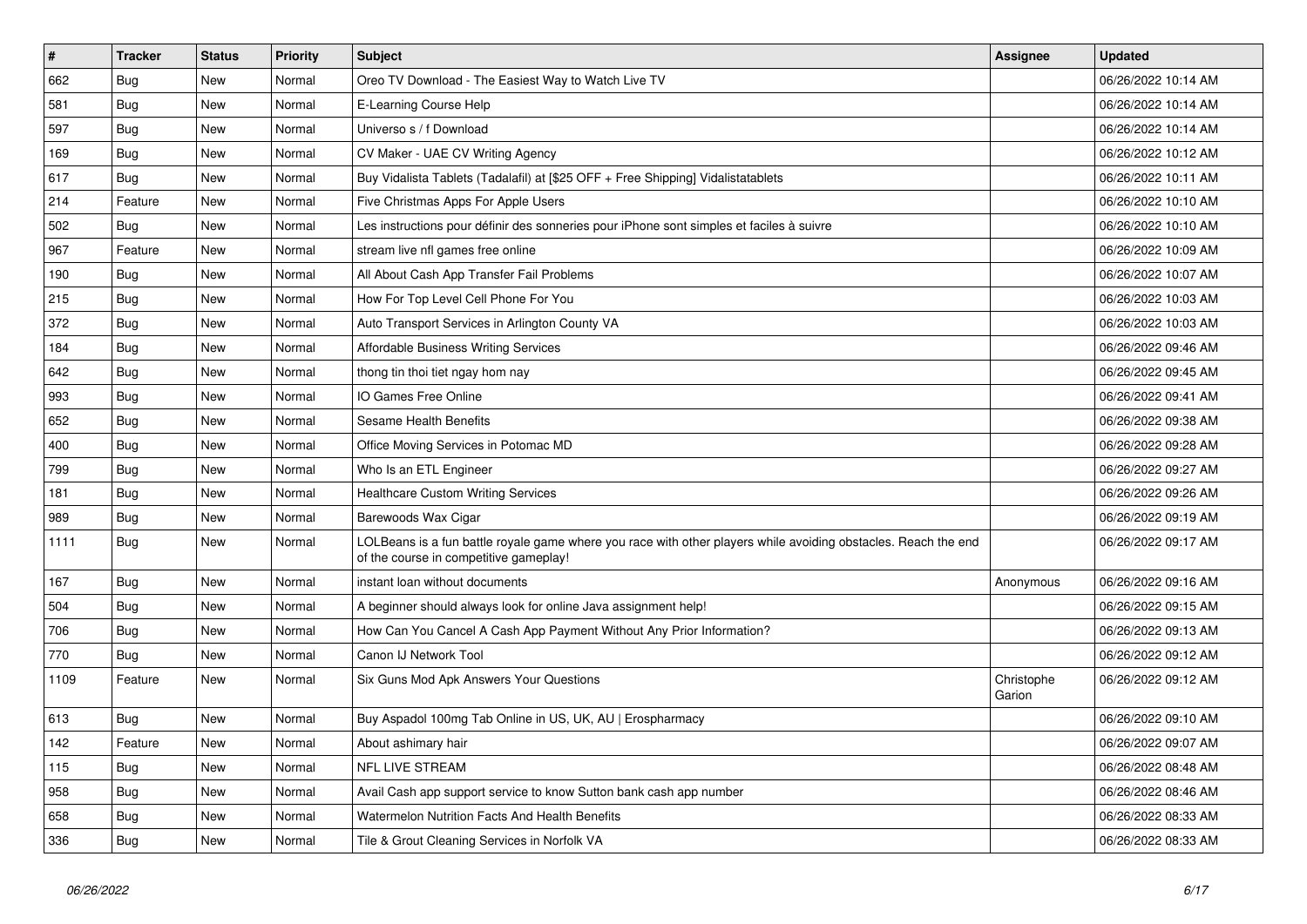| # | Tracker | Status | Priority | Subject | Assignee | Updated |
| --- | --- | --- | --- | --- | --- | --- |
| 662 | Bug | New | Normal | Oreo TV Download - The Easiest Way to Watch Live TV | | 06/26/2022 10:14 AM |
| 581 | Bug | New | Normal | E-Learning Course Help | | 06/26/2022 10:14 AM |
| 597 | Bug | New | Normal | Universo s / f Download | | 06/26/2022 10:14 AM |
| 169 | Bug | New | Normal | CV Maker - UAE CV Writing Agency | | 06/26/2022 10:12 AM |
| 617 | Bug | New | Normal | Buy Vidalista Tablets (Tadalafil) at [$25 OFF + Free Shipping] Vidalistatablets | | 06/26/2022 10:11 AM |
| 214 | Feature | New | Normal | Five Christmas Apps For Apple Users | | 06/26/2022 10:10 AM |
| 502 | Bug | New | Normal | Les instructions pour définir des sonneries pour iPhone sont simples et faciles à suivre | | 06/26/2022 10:10 AM |
| 967 | Feature | New | Normal | stream live nfl games free online | | 06/26/2022 10:09 AM |
| 190 | Bug | New | Normal | All About Cash App Transfer Fail Problems | | 06/26/2022 10:07 AM |
| 215 | Bug | New | Normal | How For Top Level Cell Phone For You | | 06/26/2022 10:03 AM |
| 372 | Bug | New | Normal | Auto Transport Services in Arlington County VA | | 06/26/2022 10:03 AM |
| 184 | Bug | New | Normal | Affordable Business Writing Services | | 06/26/2022 09:46 AM |
| 642 | Bug | New | Normal | thong tin thoi tiet ngay hom nay | | 06/26/2022 09:45 AM |
| 993 | Bug | New | Normal | IO Games Free Online | | 06/26/2022 09:41 AM |
| 652 | Bug | New | Normal | Sesame Health Benefits | | 06/26/2022 09:38 AM |
| 400 | Bug | New | Normal | Office Moving Services in Potomac MD | | 06/26/2022 09:28 AM |
| 799 | Bug | New | Normal | Who Is an ETL Engineer | | 06/26/2022 09:27 AM |
| 181 | Bug | New | Normal | Healthcare Custom Writing Services | | 06/26/2022 09:26 AM |
| 989 | Bug | New | Normal | Barewoods Wax Cigar | | 06/26/2022 09:19 AM |
| 1111 | Bug | New | Normal | LOLBeans is a fun battle royale game where you race with other players while avoiding obstacles. Reach the end of the course in competitive gameplay! | | 06/26/2022 09:17 AM |
| 167 | Bug | New | Normal | instant loan without documents | Anonymous | 06/26/2022 09:16 AM |
| 504 | Bug | New | Normal | A beginner should always look for online Java assignment help! | | 06/26/2022 09:15 AM |
| 706 | Bug | New | Normal | How Can You Cancel A Cash App Payment Without Any Prior Information? | | 06/26/2022 09:13 AM |
| 770 | Bug | New | Normal | Canon IJ Network Tool | | 06/26/2022 09:12 AM |
| 1109 | Feature | New | Normal | Six Guns Mod Apk Answers Your Questions | Christophe Garion | 06/26/2022 09:12 AM |
| 613 | Bug | New | Normal | Buy Aspadol 100mg Tab Online in US, UK, AU \| Erospharmacy | | 06/26/2022 09:10 AM |
| 142 | Feature | New | Normal | About ashimary hair | | 06/26/2022 09:07 AM |
| 115 | Bug | New | Normal | NFL LIVE STREAM | | 06/26/2022 08:48 AM |
| 958 | Bug | New | Normal | Avail Cash app support service to know Sutton bank cash app number | | 06/26/2022 08:46 AM |
| 658 | Bug | New | Normal | Watermelon Nutrition Facts And Health Benefits | | 06/26/2022 08:33 AM |
| 336 | Bug | New | Normal | Tile & Grout Cleaning Services in Norfolk VA | | 06/26/2022 08:33 AM |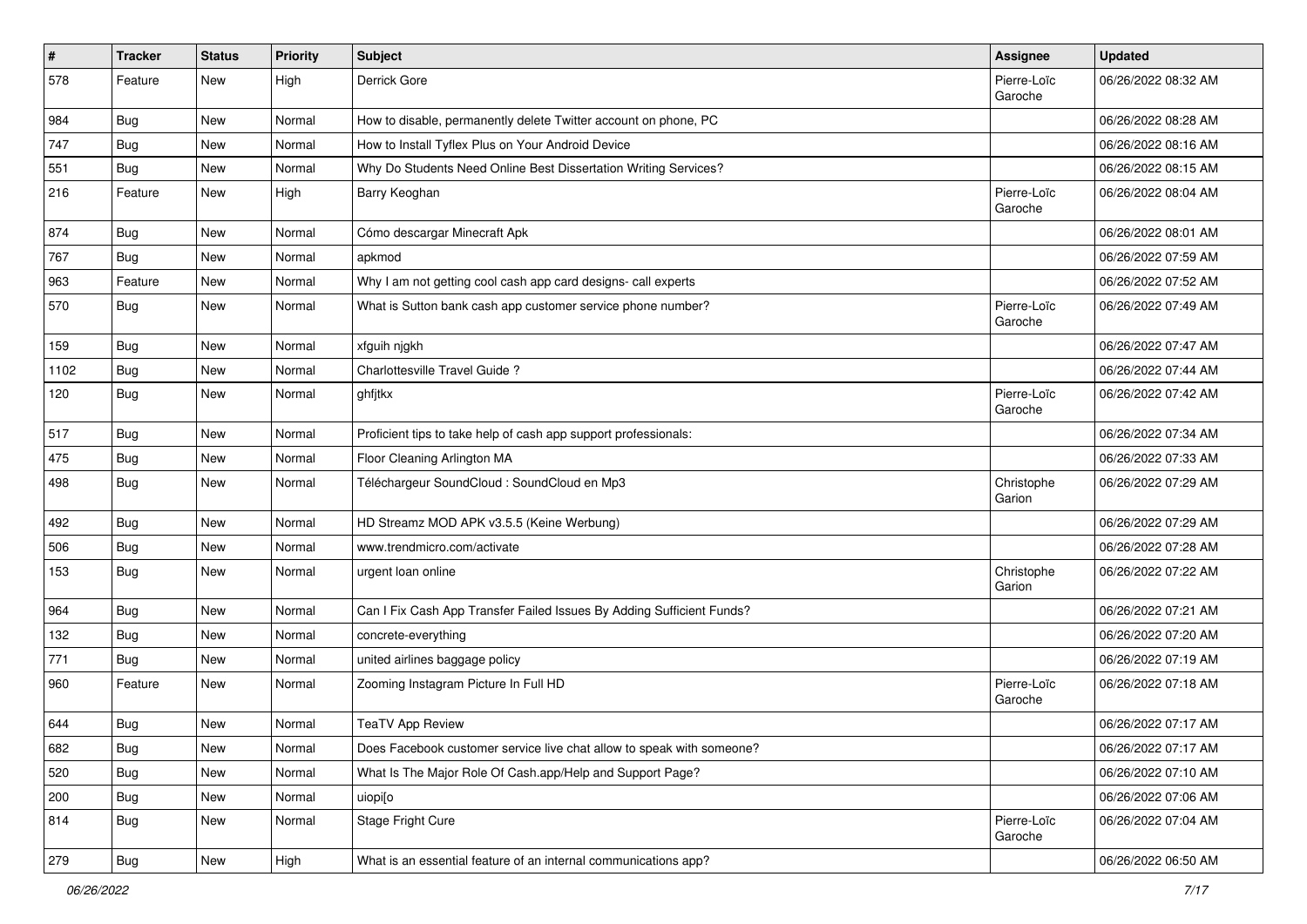| # | Tracker | Status | Priority | Subject | Assignee | Updated |
|---|---|---|---|---|---|---|
| 578 | Feature | New | High | Derrick Gore | Pierre-Loïc Garoche | 06/26/2022 08:32 AM |
| 984 | Bug | New | Normal | How to disable, permanently delete Twitter account on phone, PC | | 06/26/2022 08:28 AM |
| 747 | Bug | New | Normal | How to Install Tyflex Plus on Your Android Device | | 06/26/2022 08:16 AM |
| 551 | Bug | New | Normal | Why Do Students Need Online Best Dissertation Writing Services? | | 06/26/2022 08:15 AM |
| 216 | Feature | New | High | Barry Keoghan | Pierre-Loïc Garoche | 06/26/2022 08:04 AM |
| 874 | Bug | New | Normal | Cómo descargar Minecraft Apk | | 06/26/2022 08:01 AM |
| 767 | Bug | New | Normal | apkmod | | 06/26/2022 07:59 AM |
| 963 | Feature | New | Normal | Why I am not getting cool cash app card designs- call experts | | 06/26/2022 07:52 AM |
| 570 | Bug | New | Normal | What is Sutton bank cash app customer service phone number? | Pierre-Loïc Garoche | 06/26/2022 07:49 AM |
| 159 | Bug | New | Normal | xfguih njgkh | | 06/26/2022 07:47 AM |
| 1102 | Bug | New | Normal | Charlottesville Travel Guide ? | | 06/26/2022 07:44 AM |
| 120 | Bug | New | Normal | ghfjtkx | Pierre-Loïc Garoche | 06/26/2022 07:42 AM |
| 517 | Bug | New | Normal | Proficient tips to take help of cash app support professionals: | | 06/26/2022 07:34 AM |
| 475 | Bug | New | Normal | Floor Cleaning Arlington MA | | 06/26/2022 07:33 AM |
| 498 | Bug | New | Normal | Téléchargeur SoundCloud : SoundCloud en Mp3 | Christophe Garion | 06/26/2022 07:29 AM |
| 492 | Bug | New | Normal | HD Streamz MOD APK v3.5.5 (Keine Werbung) | | 06/26/2022 07:29 AM |
| 506 | Bug | New | Normal | www.trendmicro.com/activate | | 06/26/2022 07:28 AM |
| 153 | Bug | New | Normal | urgent loan online | Christophe Garion | 06/26/2022 07:22 AM |
| 964 | Bug | New | Normal | Can I Fix Cash App Transfer Failed Issues By Adding Sufficient Funds? | | 06/26/2022 07:21 AM |
| 132 | Bug | New | Normal | concrete-everything | | 06/26/2022 07:20 AM |
| 771 | Bug | New | Normal | united airlines baggage policy | | 06/26/2022 07:19 AM |
| 960 | Feature | New | Normal | Zooming Instagram Picture In Full HD | Pierre-Loïc Garoche | 06/26/2022 07:18 AM |
| 644 | Bug | New | Normal | TeaTV App Review | | 06/26/2022 07:17 AM |
| 682 | Bug | New | Normal | Does Facebook customer service live chat allow to speak with someone? | | 06/26/2022 07:17 AM |
| 520 | Bug | New | Normal | What Is The Major Role Of Cash.app/Help and Support Page? | | 06/26/2022 07:10 AM |
| 200 | Bug | New | Normal | uiopi[o | | 06/26/2022 07:06 AM |
| 814 | Bug | New | Normal | Stage Fright Cure | Pierre-Loïc Garoche | 06/26/2022 07:04 AM |
| 279 | Bug | New | High | What is an essential feature of an internal communications app? | | 06/26/2022 06:50 AM |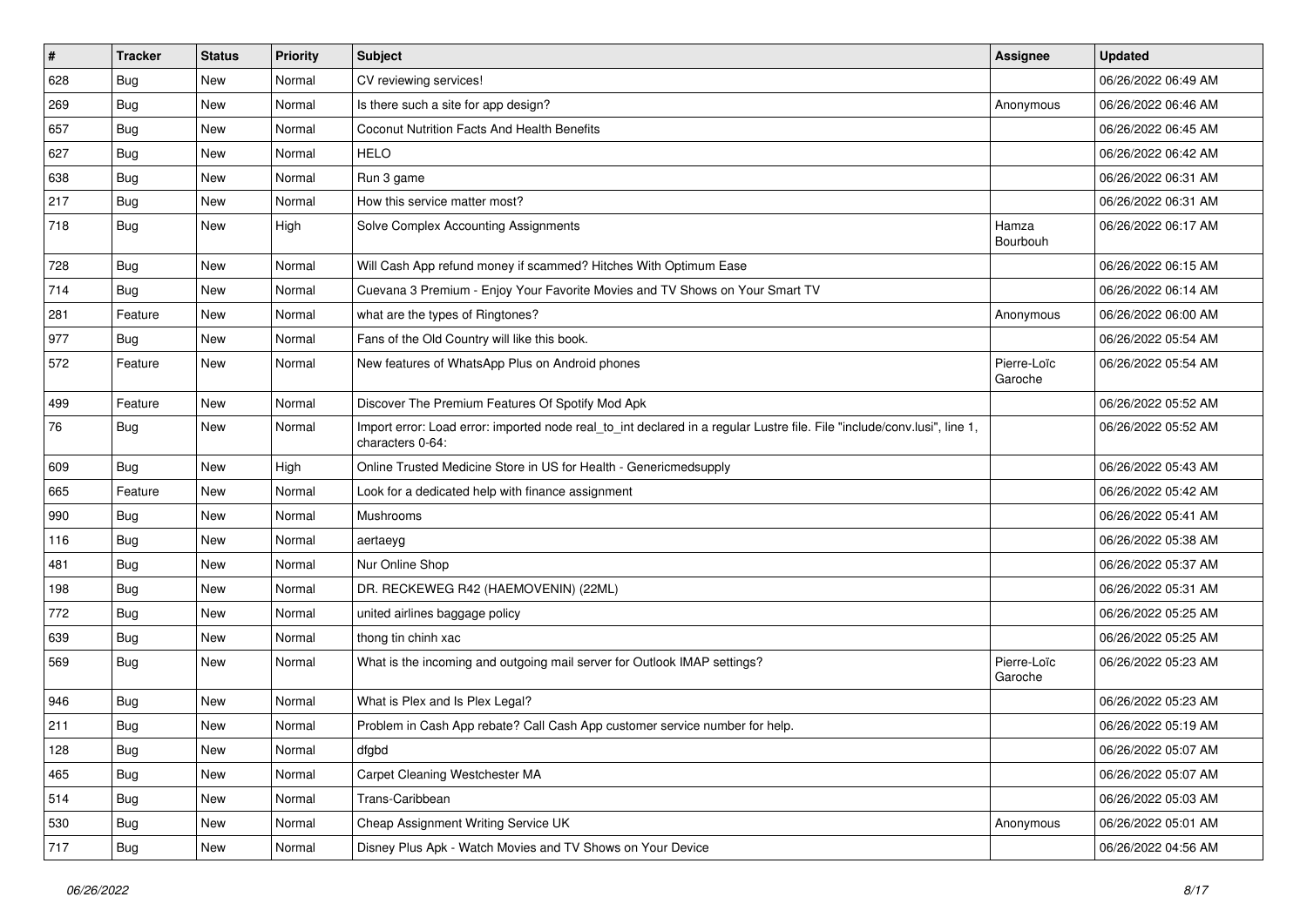| # | Tracker | Status | Priority | Subject | Assignee | Updated |
|---|---|---|---|---|---|---|
| 628 | Bug | New | Normal | CV reviewing services! | | 06/26/2022 06:49 AM |
| 269 | Bug | New | Normal | Is there such a site for app design? | Anonymous | 06/26/2022 06:46 AM |
| 657 | Bug | New | Normal | Coconut Nutrition Facts And Health Benefits | | 06/26/2022 06:45 AM |
| 627 | Bug | New | Normal | HELO | | 06/26/2022 06:42 AM |
| 638 | Bug | New | Normal | Run 3 game | | 06/26/2022 06:31 AM |
| 217 | Bug | New | Normal | How this service matter most? | | 06/26/2022 06:31 AM |
| 718 | Bug | New | High | Solve Complex Accounting Assignments | Hamza Bourbouh | 06/26/2022 06:17 AM |
| 728 | Bug | New | Normal | Will Cash App refund money if scammed? Hitches With Optimum Ease | | 06/26/2022 06:15 AM |
| 714 | Bug | New | Normal | Cuevana 3 Premium - Enjoy Your Favorite Movies and TV Shows on Your Smart TV | | 06/26/2022 06:14 AM |
| 281 | Feature | New | Normal | what are the types of Ringtones? | Anonymous | 06/26/2022 06:00 AM |
| 977 | Bug | New | Normal | Fans of the Old Country will like this book. | | 06/26/2022 05:54 AM |
| 572 | Feature | New | Normal | New features of WhatsApp Plus on Android phones | Pierre-Loïc Garoche | 06/26/2022 05:54 AM |
| 499 | Feature | New | Normal | Discover The Premium Features Of Spotify Mod Apk | | 06/26/2022 05:52 AM |
| 76 | Bug | New | Normal | Import error: Load error: imported node real_to_int declared in a regular Lustre file. File "include/conv.lusi", line 1, characters 0-64: | | 06/26/2022 05:52 AM |
| 609 | Bug | New | High | Online Trusted Medicine Store in US for Health - Genericmedsupply | | 06/26/2022 05:43 AM |
| 665 | Feature | New | Normal | Look for a dedicated help with finance assignment | | 06/26/2022 05:42 AM |
| 990 | Bug | New | Normal | Mushrooms | | 06/26/2022 05:41 AM |
| 116 | Bug | New | Normal | aertaeyg | | 06/26/2022 05:38 AM |
| 481 | Bug | New | Normal | Nur Online Shop | | 06/26/2022 05:37 AM |
| 198 | Bug | New | Normal | DR. RECKEWEG R42 (HAEMOVENIN) (22ML) | | 06/26/2022 05:31 AM |
| 772 | Bug | New | Normal | united airlines baggage policy | | 06/26/2022 05:25 AM |
| 639 | Bug | New | Normal | thong tin chinh xac | | 06/26/2022 05:25 AM |
| 569 | Bug | New | Normal | What is the incoming and outgoing mail server for Outlook IMAP settings? | Pierre-Loïc Garoche | 06/26/2022 05:23 AM |
| 946 | Bug | New | Normal | What is Plex and Is Plex Legal? | | 06/26/2022 05:23 AM |
| 211 | Bug | New | Normal | Problem in Cash App rebate? Call Cash App customer service number for help. | | 06/26/2022 05:19 AM |
| 128 | Bug | New | Normal | dfgbd | | 06/26/2022 05:07 AM |
| 465 | Bug | New | Normal | Carpet Cleaning Westchester MA | | 06/26/2022 05:07 AM |
| 514 | Bug | New | Normal | Trans-Caribbean | | 06/26/2022 05:03 AM |
| 530 | Bug | New | Normal | Cheap Assignment Writing Service UK | Anonymous | 06/26/2022 05:01 AM |
| 717 | Bug | New | Normal | Disney Plus Apk - Watch Movies and TV Shows on Your Device | | 06/26/2022 04:56 AM |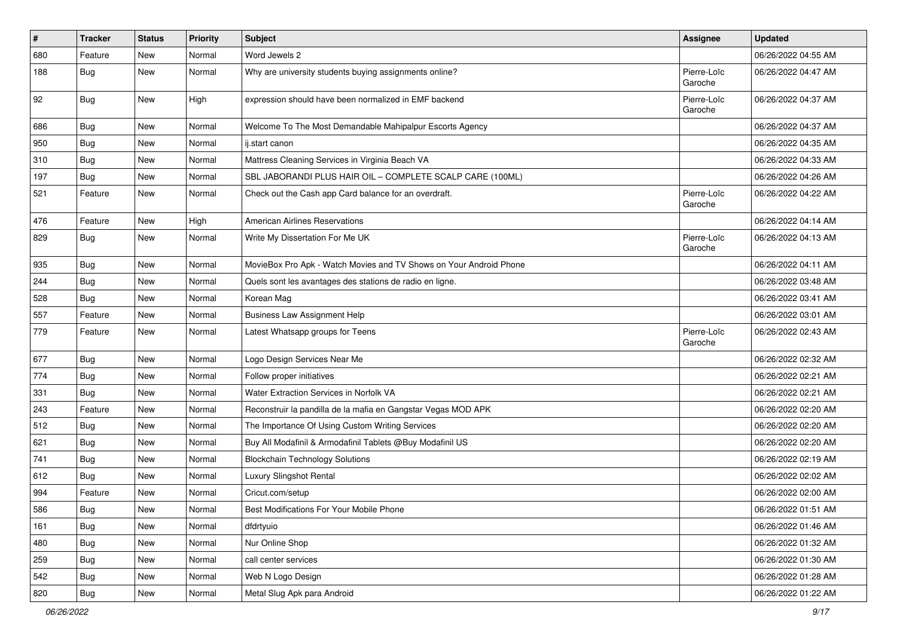| # | Tracker | Status | Priority | Subject | Assignee | Updated |
|---|---|---|---|---|---|---|
| 680 | Feature | New | Normal | Word Jewels 2 | | 06/26/2022 04:55 AM |
| 188 | Bug | New | Normal | Why are university students buying assignments online? | Pierre-Loïc Garoche | 06/26/2022 04:47 AM |
| 92 | Bug | New | High | expression should have been normalized in EMF backend | Pierre-Loïc Garoche | 06/26/2022 04:37 AM |
| 686 | Bug | New | Normal | Welcome To The Most Demandable Mahipalpur Escorts Agency | | 06/26/2022 04:37 AM |
| 950 | Bug | New | Normal | ij.start canon | | 06/26/2022 04:35 AM |
| 310 | Bug | New | Normal | Mattress Cleaning Services in Virginia Beach VA | | 06/26/2022 04:33 AM |
| 197 | Bug | New | Normal | SBL JABORANDI PLUS HAIR OIL – COMPLETE SCALP CARE (100ML) | | 06/26/2022 04:26 AM |
| 521 | Feature | New | Normal | Check out the Cash app Card balance for an overdraft. | Pierre-Loïc Garoche | 06/26/2022 04:22 AM |
| 476 | Feature | New | High | American Airlines Reservations | | 06/26/2022 04:14 AM |
| 829 | Bug | New | Normal | Write My Dissertation For Me UK | Pierre-Loïc Garoche | 06/26/2022 04:13 AM |
| 935 | Bug | New | Normal | MovieBox Pro Apk - Watch Movies and TV Shows on Your Android Phone | | 06/26/2022 04:11 AM |
| 244 | Bug | New | Normal | Quels sont les avantages des stations de radio en ligne. | | 06/26/2022 03:48 AM |
| 528 | Bug | New | Normal | Korean Mag | | 06/26/2022 03:41 AM |
| 557 | Feature | New | Normal | Business Law Assignment Help | | 06/26/2022 03:01 AM |
| 779 | Feature | New | Normal | Latest Whatsapp groups for Teens | Pierre-Loïc Garoche | 06/26/2022 02:43 AM |
| 677 | Bug | New | Normal | Logo Design Services Near Me | | 06/26/2022 02:32 AM |
| 774 | Bug | New | Normal | Follow proper initiatives | | 06/26/2022 02:21 AM |
| 331 | Bug | New | Normal | Water Extraction Services in Norfolk VA | | 06/26/2022 02:21 AM |
| 243 | Feature | New | Normal | Reconstruir la pandilla de la mafia en Gangstar Vegas MOD APK | | 06/26/2022 02:20 AM |
| 512 | Bug | New | Normal | The Importance Of Using Custom Writing Services | | 06/26/2022 02:20 AM |
| 621 | Bug | New | Normal | Buy All Modafinil & Armodafinil Tablets @Buy Modafinil US | | 06/26/2022 02:20 AM |
| 741 | Bug | New | Normal | Blockchain Technology Solutions | | 06/26/2022 02:19 AM |
| 612 | Bug | New | Normal | Luxury Slingshot Rental | | 06/26/2022 02:02 AM |
| 994 | Feature | New | Normal | Cricut.com/setup | | 06/26/2022 02:00 AM |
| 586 | Bug | New | Normal | Best Modifications For Your Mobile Phone | | 06/26/2022 01:51 AM |
| 161 | Bug | New | Normal | dfdrtyuio | | 06/26/2022 01:46 AM |
| 480 | Bug | New | Normal | Nur Online Shop | | 06/26/2022 01:32 AM |
| 259 | Bug | New | Normal | call center services | | 06/26/2022 01:30 AM |
| 542 | Bug | New | Normal | Web N Logo Design | | 06/26/2022 01:28 AM |
| 820 | Bug | New | Normal | Metal Slug Apk para Android | | 06/26/2022 01:22 AM |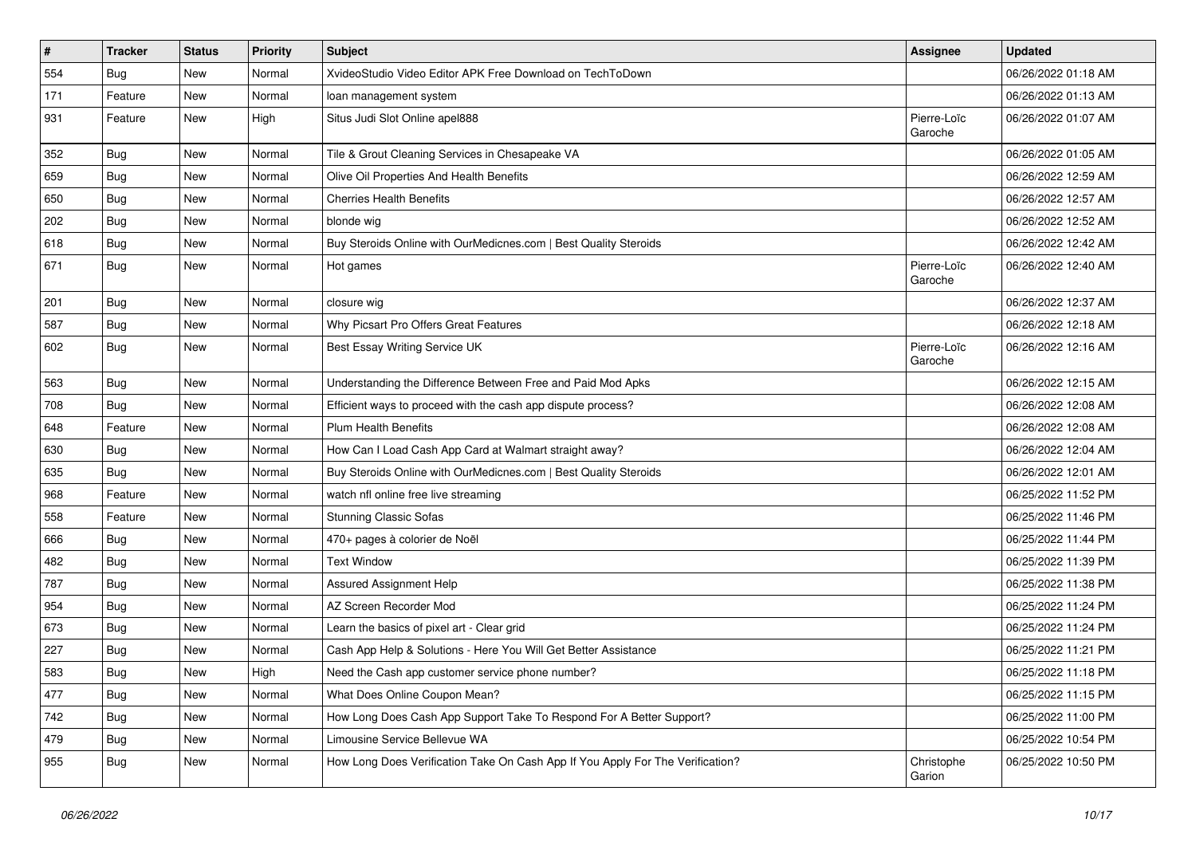| # | Tracker | Status | Priority | Subject | Assignee | Updated |
| --- | --- | --- | --- | --- | --- | --- |
| 554 | Bug | New | Normal | XvideoStudio Video Editor APK Free Download on TechToDown | | 06/26/2022 01:18 AM |
| 171 | Feature | New | Normal | loan management system | | 06/26/2022 01:13 AM |
| 931 | Feature | New | High | Situs Judi Slot Online apel888 | Pierre-Loïc Garoche | 06/26/2022 01:07 AM |
| 352 | Bug | New | Normal | Tile & Grout Cleaning Services in Chesapeake VA | | 06/26/2022 01:05 AM |
| 659 | Bug | New | Normal | Olive Oil Properties And Health Benefits | | 06/26/2022 12:59 AM |
| 650 | Bug | New | Normal | Cherries Health Benefits | | 06/26/2022 12:57 AM |
| 202 | Bug | New | Normal | blonde wig | | 06/26/2022 12:52 AM |
| 618 | Bug | New | Normal | Buy Steroids Online with OurMedicnes.com \| Best Quality Steroids | | 06/26/2022 12:42 AM |
| 671 | Bug | New | Normal | Hot games | Pierre-Loïc Garoche | 06/26/2022 12:40 AM |
| 201 | Bug | New | Normal | closure wig | | 06/26/2022 12:37 AM |
| 587 | Bug | New | Normal | Why Picsart Pro Offers Great Features | | 06/26/2022 12:18 AM |
| 602 | Bug | New | Normal | Best Essay Writing Service UK | Pierre-Loïc Garoche | 06/26/2022 12:16 AM |
| 563 | Bug | New | Normal | Understanding the Difference Between Free and Paid Mod Apks | | 06/26/2022 12:15 AM |
| 708 | Bug | New | Normal | Efficient ways to proceed with the cash app dispute process? | | 06/26/2022 12:08 AM |
| 648 | Feature | New | Normal | Plum Health Benefits | | 06/26/2022 12:08 AM |
| 630 | Bug | New | Normal | How Can I Load Cash App Card at Walmart straight away? | | 06/26/2022 12:04 AM |
| 635 | Bug | New | Normal | Buy Steroids Online with OurMedicnes.com \| Best Quality Steroids | | 06/26/2022 12:01 AM |
| 968 | Feature | New | Normal | watch nfl online free live streaming | | 06/25/2022 11:52 PM |
| 558 | Feature | New | Normal | Stunning Classic Sofas | | 06/25/2022 11:46 PM |
| 666 | Bug | New | Normal | 470+ pages à colorier de Noël | | 06/25/2022 11:44 PM |
| 482 | Bug | New | Normal | Text Window | | 06/25/2022 11:39 PM |
| 787 | Bug | New | Normal | Assured Assignment Help | | 06/25/2022 11:38 PM |
| 954 | Bug | New | Normal | AZ Screen Recorder Mod | | 06/25/2022 11:24 PM |
| 673 | Bug | New | Normal | Learn the basics of pixel art - Clear grid | | 06/25/2022 11:24 PM |
| 227 | Bug | New | Normal | Cash App Help & Solutions - Here You Will Get Better Assistance | | 06/25/2022 11:21 PM |
| 583 | Bug | New | High | Need the Cash app customer service phone number? | | 06/25/2022 11:18 PM |
| 477 | Bug | New | Normal | What Does Online Coupon Mean? | | 06/25/2022 11:15 PM |
| 742 | Bug | New | Normal | How Long Does Cash App Support Take To Respond For A Better Support? | | 06/25/2022 11:00 PM |
| 479 | Bug | New | Normal | Limousine Service Bellevue WA | | 06/25/2022 10:54 PM |
| 955 | Bug | New | Normal | How Long Does Verification Take On Cash App If You Apply For The Verification? | Christophe Garion | 06/25/2022 10:50 PM |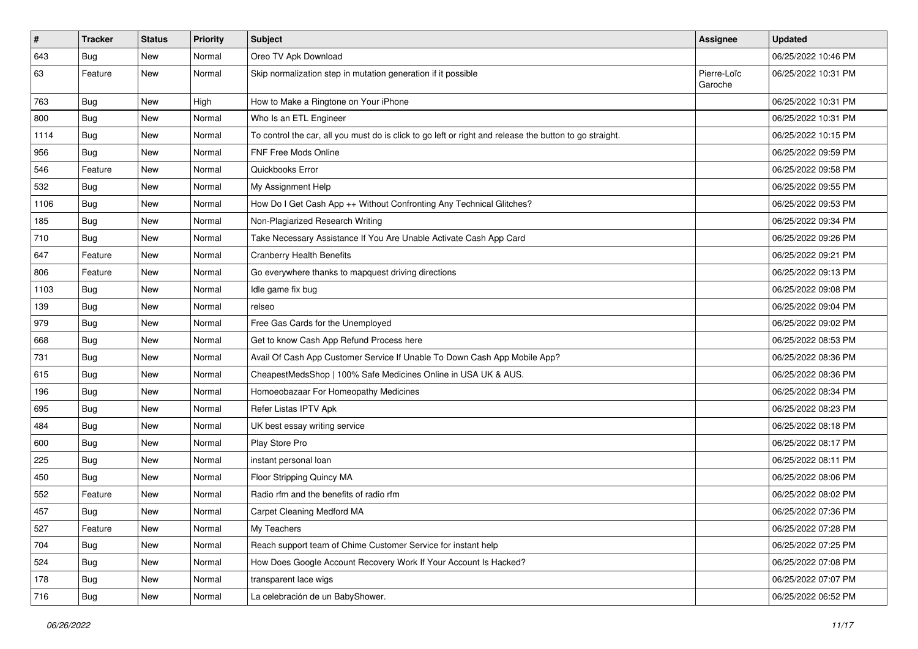| # | Tracker | Status | Priority | Subject | Assignee | Updated |
|---|---|---|---|---|---|---|
| 643 | Bug | New | Normal | Oreo TV Apk Download | | 06/25/2022 10:46 PM |
| 63 | Feature | New | Normal | Skip normalization step in mutation generation if it possible | Pierre-Loïc Garoche | 06/25/2022 10:31 PM |
| 763 | Bug | New | High | How to Make a Ringtone on Your iPhone | | 06/25/2022 10:31 PM |
| 800 | Bug | New | Normal | Who Is an ETL Engineer | | 06/25/2022 10:31 PM |
| 1114 | Bug | New | Normal | To control the car, all you must do is click to go left or right and release the button to go straight. | | 06/25/2022 10:15 PM |
| 956 | Bug | New | Normal | FNF Free Mods Online | | 06/25/2022 09:59 PM |
| 546 | Feature | New | Normal | Quickbooks Error | | 06/25/2022 09:58 PM |
| 532 | Bug | New | Normal | My Assignment Help | | 06/25/2022 09:55 PM |
| 1106 | Bug | New | Normal | How Do I Get Cash App ++ Without Confronting Any Technical Glitches? | | 06/25/2022 09:53 PM |
| 185 | Bug | New | Normal | Non-Plagiarized Research Writing | | 06/25/2022 09:34 PM |
| 710 | Bug | New | Normal | Take Necessary Assistance If You Are Unable Activate Cash App Card | | 06/25/2022 09:26 PM |
| 647 | Feature | New | Normal | Cranberry Health Benefits | | 06/25/2022 09:21 PM |
| 806 | Feature | New | Normal | Go everywhere thanks to mapquest driving directions | | 06/25/2022 09:13 PM |
| 1103 | Bug | New | Normal | Idle game fix bug | | 06/25/2022 09:08 PM |
| 139 | Bug | New | Normal | relseo | | 06/25/2022 09:04 PM |
| 979 | Bug | New | Normal | Free Gas Cards for the Unemployed | | 06/25/2022 09:02 PM |
| 668 | Bug | New | Normal | Get to know Cash App Refund Process here | | 06/25/2022 08:53 PM |
| 731 | Bug | New | Normal | Avail Of Cash App Customer Service If Unable To Down Cash App Mobile App? | | 06/25/2022 08:36 PM |
| 615 | Bug | New | Normal | CheapestMedsShop \| 100% Safe Medicines Online in USA UK & AUS. | | 06/25/2022 08:36 PM |
| 196 | Bug | New | Normal | Homoeobazaar For Homeopathy Medicines | | 06/25/2022 08:34 PM |
| 695 | Bug | New | Normal | Refer Listas IPTV Apk | | 06/25/2022 08:23 PM |
| 484 | Bug | New | Normal | UK best essay writing service | | 06/25/2022 08:18 PM |
| 600 | Bug | New | Normal | Play Store Pro | | 06/25/2022 08:17 PM |
| 225 | Bug | New | Normal | instant personal loan | | 06/25/2022 08:11 PM |
| 450 | Bug | New | Normal | Floor Stripping Quincy MA | | 06/25/2022 08:06 PM |
| 552 | Feature | New | Normal | Radio rfm and the benefits of radio rfm | | 06/25/2022 08:02 PM |
| 457 | Bug | New | Normal | Carpet Cleaning Medford MA | | 06/25/2022 07:36 PM |
| 527 | Feature | New | Normal | My Teachers | | 06/25/2022 07:28 PM |
| 704 | Bug | New | Normal | Reach support team of Chime Customer Service for instant help | | 06/25/2022 07:25 PM |
| 524 | Bug | New | Normal | How Does Google Account Recovery Work If Your Account Is Hacked? | | 06/25/2022 07:08 PM |
| 178 | Bug | New | Normal | transparent lace wigs | | 06/25/2022 07:07 PM |
| 716 | Bug | New | Normal | La celebración de un BabyShower. | | 06/25/2022 06:52 PM |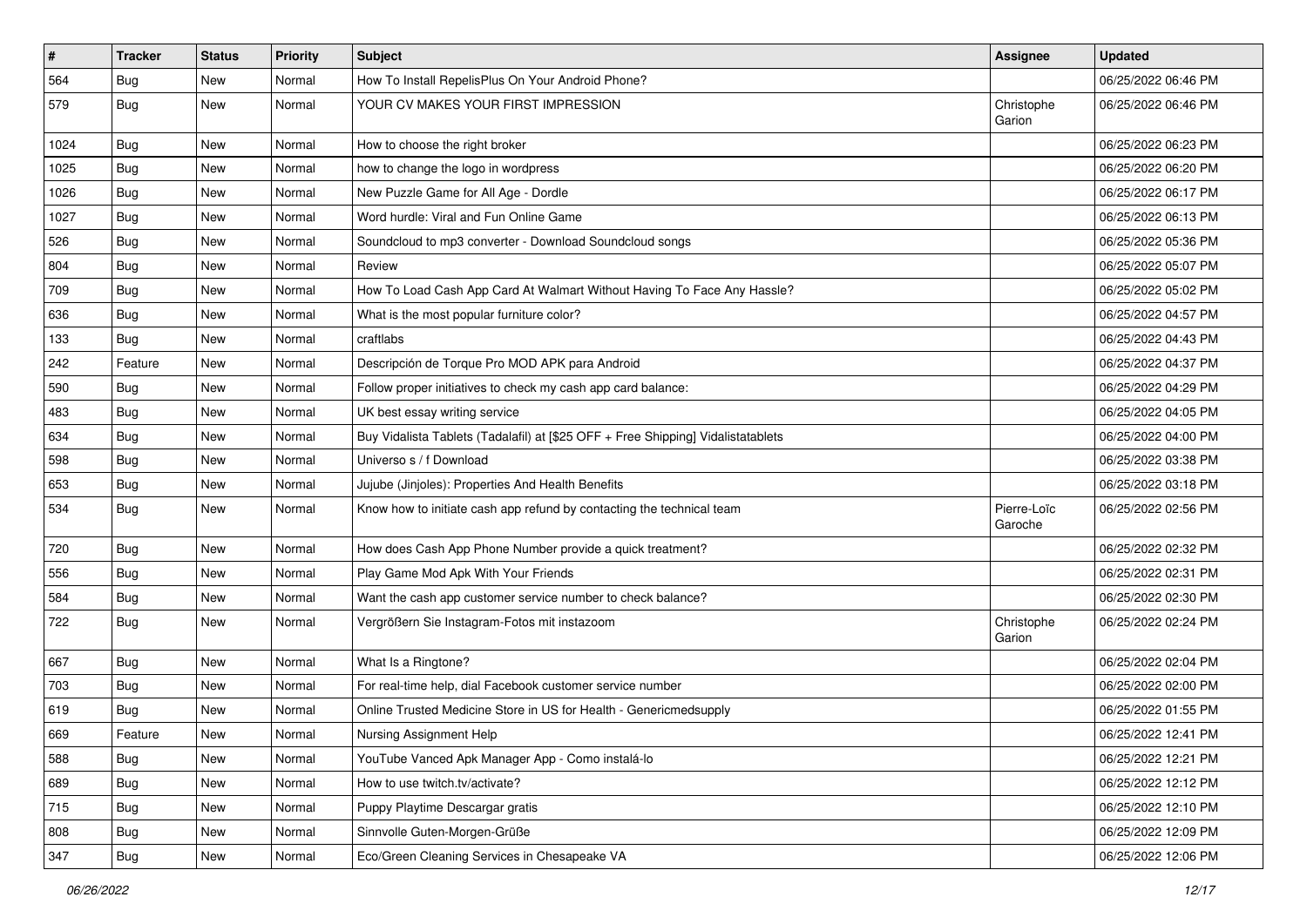| # | Tracker | Status | Priority | Subject | Assignee | Updated |
|---|---|---|---|---|---|---|
| 564 | Bug | New | Normal | How To Install RepelisPlus On Your Android Phone? | | 06/25/2022 06:46 PM |
| 579 | Bug | New | Normal | YOUR CV MAKES YOUR FIRST IMPRESSION | Christophe Garion | 06/25/2022 06:46 PM |
| 1024 | Bug | New | Normal | How to choose the right broker | | 06/25/2022 06:23 PM |
| 1025 | Bug | New | Normal | how to change the logo in wordpress | | 06/25/2022 06:20 PM |
| 1026 | Bug | New | Normal | New Puzzle Game for All Age - Dordle | | 06/25/2022 06:17 PM |
| 1027 | Bug | New | Normal | Word hurdle: Viral and Fun Online Game | | 06/25/2022 06:13 PM |
| 526 | Bug | New | Normal | Soundcloud to mp3 converter - Download Soundcloud songs | | 06/25/2022 05:36 PM |
| 804 | Bug | New | Normal | Review | | 06/25/2022 05:07 PM |
| 709 | Bug | New | Normal | How To Load Cash App Card At Walmart Without Having To Face Any Hassle? | | 06/25/2022 05:02 PM |
| 636 | Bug | New | Normal | What is the most popular furniture color? | | 06/25/2022 04:57 PM |
| 133 | Bug | New | Normal | craftlabs | | 06/25/2022 04:43 PM |
| 242 | Feature | New | Normal | Descripción de Torque Pro MOD APK para Android | | 06/25/2022 04:37 PM |
| 590 | Bug | New | Normal | Follow proper initiatives to check my cash app card balance: | | 06/25/2022 04:29 PM |
| 483 | Bug | New | Normal | UK best essay writing service | | 06/25/2022 04:05 PM |
| 634 | Bug | New | Normal | Buy Vidalista Tablets (Tadalafil) at [$25 OFF + Free Shipping] Vidalistatablets | | 06/25/2022 04:00 PM |
| 598 | Bug | New | Normal | Universo s / f Download | | 06/25/2022 03:38 PM |
| 653 | Bug | New | Normal | Jujube (Jinjoles): Properties And Health Benefits | | 06/25/2022 03:18 PM |
| 534 | Bug | New | Normal | Know how to initiate cash app refund by contacting the technical team | Pierre-Loïc Garoche | 06/25/2022 02:56 PM |
| 720 | Bug | New | Normal | How does Cash App Phone Number provide a quick treatment? | | 06/25/2022 02:32 PM |
| 556 | Bug | New | Normal | Play Game Mod Apk With Your Friends | | 06/25/2022 02:31 PM |
| 584 | Bug | New | Normal | Want the cash app customer service number to check balance? | | 06/25/2022 02:30 PM |
| 722 | Bug | New | Normal | Vergrößern Sie Instagram-Fotos mit instazoom | Christophe Garion | 06/25/2022 02:24 PM |
| 667 | Bug | New | Normal | What Is a Ringtone? | | 06/25/2022 02:04 PM |
| 703 | Bug | New | Normal | For real-time help, dial Facebook customer service number | | 06/25/2022 02:00 PM |
| 619 | Bug | New | Normal | Online Trusted Medicine Store in US for Health - Genericmedsupply | | 06/25/2022 01:55 PM |
| 669 | Feature | New | Normal | Nursing Assignment Help | | 06/25/2022 12:41 PM |
| 588 | Bug | New | Normal | YouTube Vanced Apk Manager App - Como instalá-lo | | 06/25/2022 12:21 PM |
| 689 | Bug | New | Normal | How to use twitch.tv/activate? | | 06/25/2022 12:12 PM |
| 715 | Bug | New | Normal | Puppy Playtime Descargar gratis | | 06/25/2022 12:10 PM |
| 808 | Bug | New | Normal | Sinnvolle Guten-Morgen-Grüße | | 06/25/2022 12:09 PM |
| 347 | Bug | New | Normal | Eco/Green Cleaning Services in Chesapeake VA | | 06/25/2022 12:06 PM |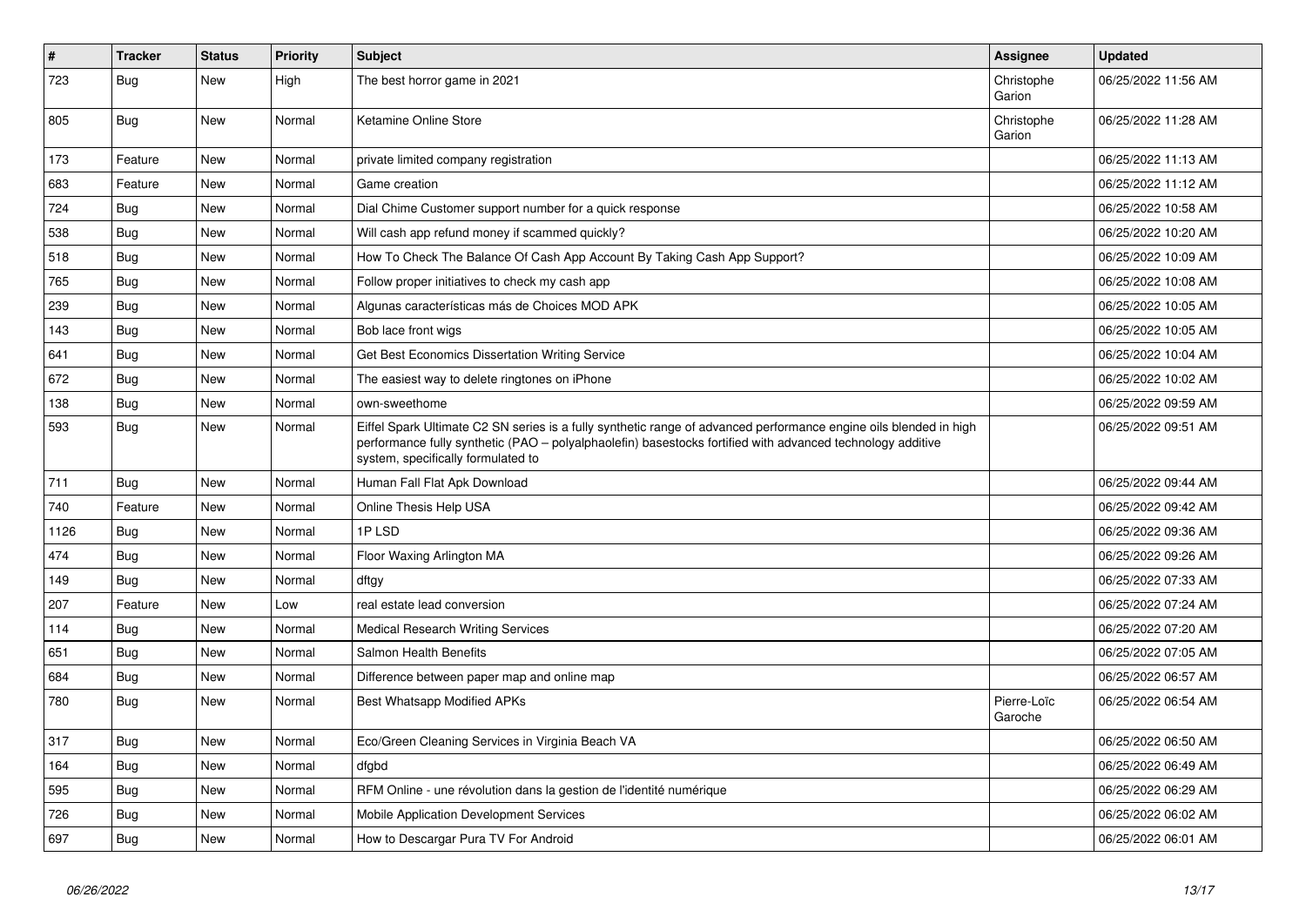| # | Tracker | Status | Priority | Subject | Assignee | Updated |
|---|---|---|---|---|---|---|
| 723 | Bug | New | High | The best horror game in 2021 | Christophe Garion | 06/25/2022 11:56 AM |
| 805 | Bug | New | Normal | Ketamine Online Store | Christophe Garion | 06/25/2022 11:28 AM |
| 173 | Feature | New | Normal | private limited company registration | | 06/25/2022 11:13 AM |
| 683 | Feature | New | Normal | Game creation | | 06/25/2022 11:12 AM |
| 724 | Bug | New | Normal | Dial Chime Customer support number for a quick response | | 06/25/2022 10:58 AM |
| 538 | Bug | New | Normal | Will cash app refund money if scammed quickly? | | 06/25/2022 10:20 AM |
| 518 | Bug | New | Normal | How To Check The Balance Of Cash App Account By Taking Cash App Support? | | 06/25/2022 10:09 AM |
| 765 | Bug | New | Normal | Follow proper initiatives to check my cash app | | 06/25/2022 10:08 AM |
| 239 | Bug | New | Normal | Algunas características más de Choices MOD APK | | 06/25/2022 10:05 AM |
| 143 | Bug | New | Normal | Bob lace front wigs | | 06/25/2022 10:05 AM |
| 641 | Bug | New | Normal | Get Best Economics Dissertation Writing Service | | 06/25/2022 10:04 AM |
| 672 | Bug | New | Normal | The easiest way to delete ringtones on iPhone | | 06/25/2022 10:02 AM |
| 138 | Bug | New | Normal | own-sweethome | | 06/25/2022 09:59 AM |
| 593 | Bug | New | Normal | Eiffel Spark Ultimate C2 SN series is a fully synthetic range of advanced performance engine oils blended in high performance fully synthetic (PAO – polyalphaolefin) basestocks fortified with advanced technology additive system, specifically formulated to | | 06/25/2022 09:51 AM |
| 711 | Bug | New | Normal | Human Fall Flat Apk Download | | 06/25/2022 09:44 AM |
| 740 | Feature | New | Normal | Online Thesis Help USA | | 06/25/2022 09:42 AM |
| 1126 | Bug | New | Normal | 1P LSD | | 06/25/2022 09:36 AM |
| 474 | Bug | New | Normal | Floor Waxing Arlington MA | | 06/25/2022 09:26 AM |
| 149 | Bug | New | Normal | dftgy | | 06/25/2022 07:33 AM |
| 207 | Feature | New | Low | real estate lead conversion | | 06/25/2022 07:24 AM |
| 114 | Bug | New | Normal | Medical Research Writing Services | | 06/25/2022 07:20 AM |
| 651 | Bug | New | Normal | Salmon Health Benefits | | 06/25/2022 07:05 AM |
| 684 | Bug | New | Normal | Difference between paper map and online map | | 06/25/2022 06:57 AM |
| 780 | Bug | New | Normal | Best Whatsapp Modified APKs | Pierre-Loïc Garoche | 06/25/2022 06:54 AM |
| 317 | Bug | New | Normal | Eco/Green Cleaning Services in Virginia Beach VA | | 06/25/2022 06:50 AM |
| 164 | Bug | New | Normal | dfgbd | | 06/25/2022 06:49 AM |
| 595 | Bug | New | Normal | RFM Online - une révolution dans la gestion de l'identité numérique | | 06/25/2022 06:29 AM |
| 726 | Bug | New | Normal | Mobile Application Development Services | | 06/25/2022 06:02 AM |
| 697 | Bug | New | Normal | How to Descargar Pura TV For Android | | 06/25/2022 06:01 AM |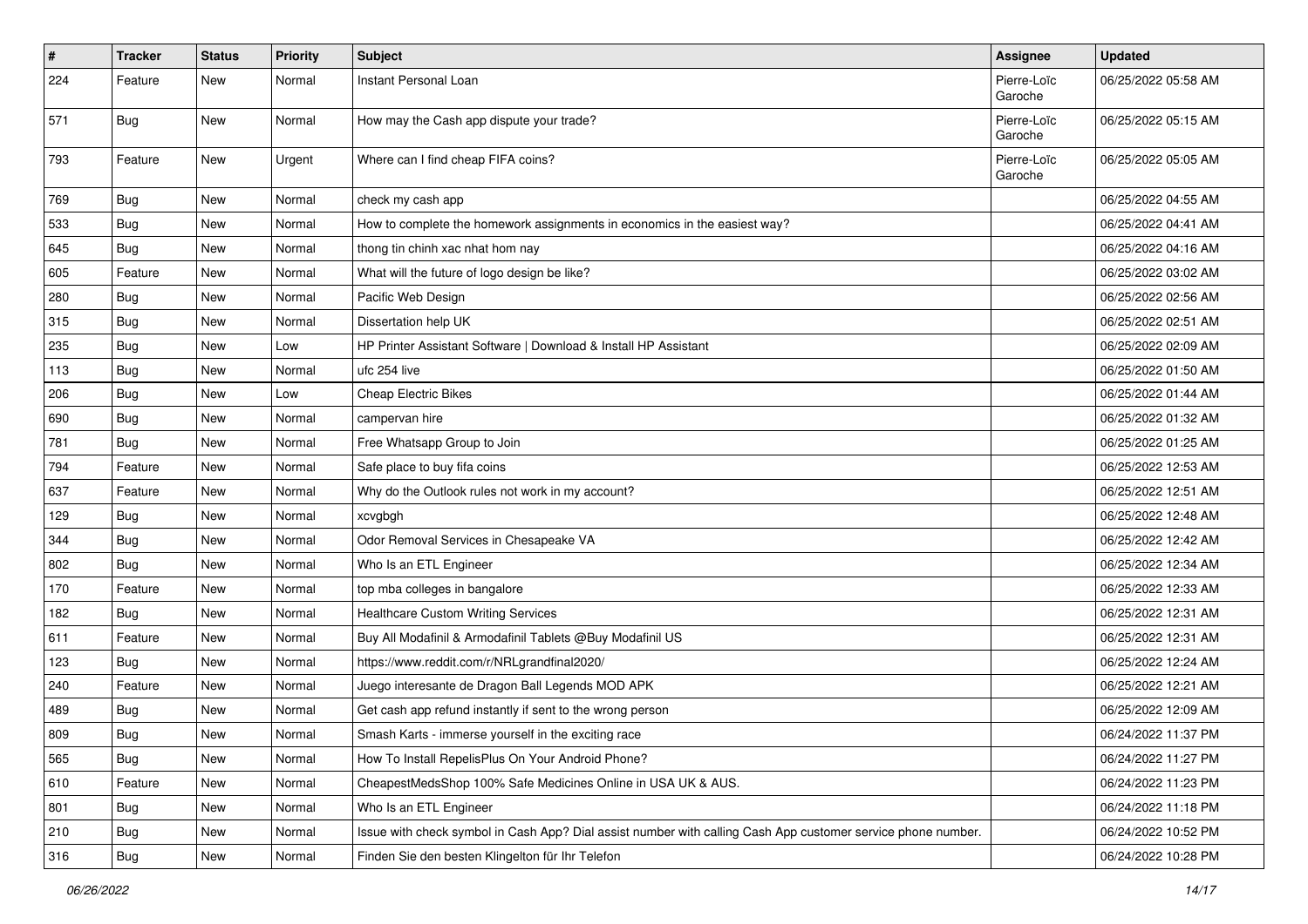| # | Tracker | Status | Priority | Subject | Assignee | Updated |
|---|---|---|---|---|---|---|
| 224 | Feature | New | Normal | Instant Personal Loan | Pierre-Loïc Garoche | 06/25/2022 05:58 AM |
| 571 | Bug | New | Normal | How may the Cash app dispute your trade? | Pierre-Loïc Garoche | 06/25/2022 05:15 AM |
| 793 | Feature | New | Urgent | Where can I find cheap FIFA coins? | Pierre-Loïc Garoche | 06/25/2022 05:05 AM |
| 769 | Bug | New | Normal | check my cash app | | 06/25/2022 04:55 AM |
| 533 | Bug | New | Normal | How to complete the homework assignments in economics in the easiest way? | | 06/25/2022 04:41 AM |
| 645 | Bug | New | Normal | thong tin chinh xac nhat hom nay | | 06/25/2022 04:16 AM |
| 605 | Feature | New | Normal | What will the future of logo design be like? | | 06/25/2022 03:02 AM |
| 280 | Bug | New | Normal | Pacific Web Design | | 06/25/2022 02:56 AM |
| 315 | Bug | New | Normal | Dissertation help UK | | 06/25/2022 02:51 AM |
| 235 | Bug | New | Low | HP Printer Assistant Software \| Download & Install HP Assistant | | 06/25/2022 02:09 AM |
| 113 | Bug | New | Normal | ufc 254 live | | 06/25/2022 01:50 AM |
| 206 | Bug | New | Low | Cheap Electric Bikes | | 06/25/2022 01:44 AM |
| 690 | Bug | New | Normal | campervan hire | | 06/25/2022 01:32 AM |
| 781 | Bug | New | Normal | Free Whatsapp Group to Join | | 06/25/2022 01:25 AM |
| 794 | Feature | New | Normal | Safe place to buy fifa coins | | 06/25/2022 12:53 AM |
| 637 | Feature | New | Normal | Why do the Outlook rules not work in my account? | | 06/25/2022 12:51 AM |
| 129 | Bug | New | Normal | xcvgbgh | | 06/25/2022 12:48 AM |
| 344 | Bug | New | Normal | Odor Removal Services in Chesapeake VA | | 06/25/2022 12:42 AM |
| 802 | Bug | New | Normal | Who Is an ETL Engineer | | 06/25/2022 12:34 AM |
| 170 | Feature | New | Normal | top mba colleges in bangalore | | 06/25/2022 12:33 AM |
| 182 | Bug | New | Normal | Healthcare Custom Writing Services | | 06/25/2022 12:31 AM |
| 611 | Feature | New | Normal | Buy All Modafinil & Armodafinil Tablets @Buy Modafinil US | | 06/25/2022 12:31 AM |
| 123 | Bug | New | Normal | https://www.reddit.com/r/NRLgrandfinal2020/ | | 06/25/2022 12:24 AM |
| 240 | Feature | New | Normal | Juego interesante de Dragon Ball Legends MOD APK | | 06/25/2022 12:21 AM |
| 489 | Bug | New | Normal | Get cash app refund instantly if sent to the wrong person | | 06/25/2022 12:09 AM |
| 809 | Bug | New | Normal | Smash Karts - immerse yourself in the exciting race | | 06/24/2022 11:37 PM |
| 565 | Bug | New | Normal | How To Install RepelisPlus On Your Android Phone? | | 06/24/2022 11:27 PM |
| 610 | Feature | New | Normal | CheapestMedsShop 100% Safe Medicines Online in USA UK & AUS. | | 06/24/2022 11:23 PM |
| 801 | Bug | New | Normal | Who Is an ETL Engineer | | 06/24/2022 11:18 PM |
| 210 | Bug | New | Normal | Issue with check symbol in Cash App? Dial assist number with calling Cash App customer service phone number. | | 06/24/2022 10:52 PM |
| 316 | Bug | New | Normal | Finden Sie den besten Klingelton für Ihr Telefon | | 06/24/2022 10:28 PM |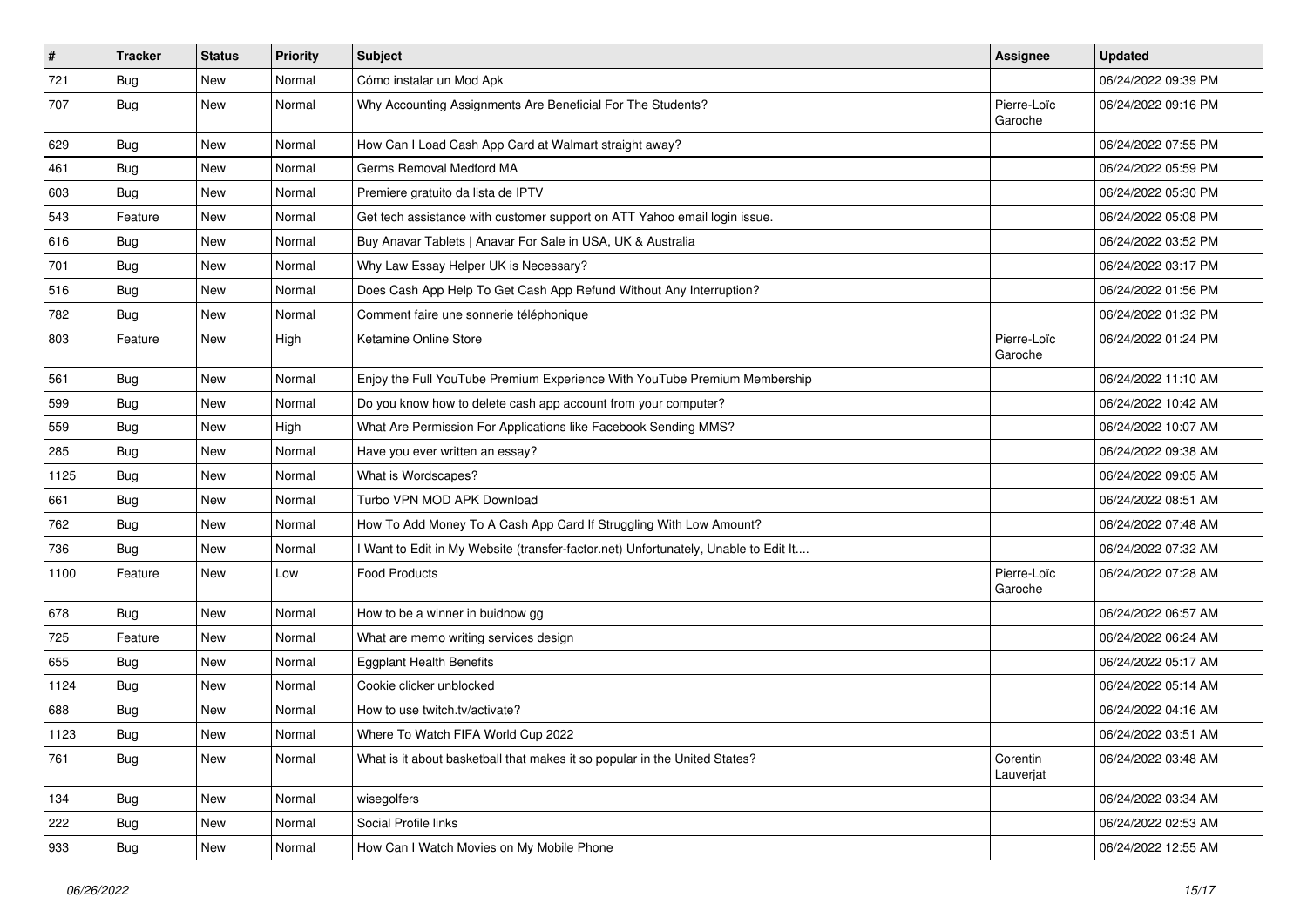| # | Tracker | Status | Priority | Subject | Assignee | Updated |
|---|---|---|---|---|---|---|
| 721 | Bug | New | Normal | Cómo instalar un Mod Apk | | 06/24/2022 09:39 PM |
| 707 | Bug | New | Normal | Why Accounting Assignments Are Beneficial For The Students? | Pierre-Loïc Garoche | 06/24/2022 09:16 PM |
| 629 | Bug | New | Normal | How Can I Load Cash App Card at Walmart straight away? | | 06/24/2022 07:55 PM |
| 461 | Bug | New | Normal | Germs Removal Medford MA | | 06/24/2022 05:59 PM |
| 603 | Bug | New | Normal | Premiere gratuito da lista de IPTV | | 06/24/2022 05:30 PM |
| 543 | Feature | New | Normal | Get tech assistance with customer support on ATT Yahoo email login issue. | | 06/24/2022 05:08 PM |
| 616 | Bug | New | Normal | Buy Anavar Tablets \| Anavar For Sale in USA, UK & Australia | | 06/24/2022 03:52 PM |
| 701 | Bug | New | Normal | Why Law Essay Helper UK is Necessary? | | 06/24/2022 03:17 PM |
| 516 | Bug | New | Normal | Does Cash App Help To Get Cash App Refund Without Any Interruption? | | 06/24/2022 01:56 PM |
| 782 | Bug | New | Normal | Comment faire une sonnerie téléphonique | | 06/24/2022 01:32 PM |
| 803 | Feature | New | High | Ketamine Online Store | Pierre-Loïc Garoche | 06/24/2022 01:24 PM |
| 561 | Bug | New | Normal | Enjoy the Full YouTube Premium Experience With YouTube Premium Membership | | 06/24/2022 11:10 AM |
| 599 | Bug | New | Normal | Do you know how to delete cash app account from your computer? | | 06/24/2022 10:42 AM |
| 559 | Bug | New | High | What Are Permission For Applications like Facebook Sending MMS? | | 06/24/2022 10:07 AM |
| 285 | Bug | New | Normal | Have you ever written an essay? | | 06/24/2022 09:38 AM |
| 1125 | Bug | New | Normal | What is Wordscapes? | | 06/24/2022 09:05 AM |
| 661 | Bug | New | Normal | Turbo VPN MOD APK Download | | 06/24/2022 08:51 AM |
| 762 | Bug | New | Normal | How To Add Money To A Cash App Card If Struggling With Low Amount? | | 06/24/2022 07:48 AM |
| 736 | Bug | New | Normal | I Want to Edit in My Website (transfer-factor.net) Unfortunately, Unable to Edit It.... | | 06/24/2022 07:32 AM |
| 1100 | Feature | New | Low | Food Products | Pierre-Loïc Garoche | 06/24/2022 07:28 AM |
| 678 | Bug | New | Normal | How to be a winner in buidnow gg | | 06/24/2022 06:57 AM |
| 725 | Feature | New | Normal | What are memo writing services design | | 06/24/2022 06:24 AM |
| 655 | Bug | New | Normal | Eggplant Health Benefits | | 06/24/2022 05:17 AM |
| 1124 | Bug | New | Normal | Cookie clicker unblocked | | 06/24/2022 05:14 AM |
| 688 | Bug | New | Normal | How to use twitch.tv/activate? | | 06/24/2022 04:16 AM |
| 1123 | Bug | New | Normal | Where To Watch FIFA World Cup 2022 | | 06/24/2022 03:51 AM |
| 761 | Bug | New | Normal | What is it about basketball that makes it so popular in the United States? | Corentin Lauverjat | 06/24/2022 03:48 AM |
| 134 | Bug | New | Normal | wisegolfers | | 06/24/2022 03:34 AM |
| 222 | Bug | New | Normal | Social Profile links | | 06/24/2022 02:53 AM |
| 933 | Bug | New | Normal | How Can I Watch Movies on My Mobile Phone | | 06/24/2022 12:55 AM |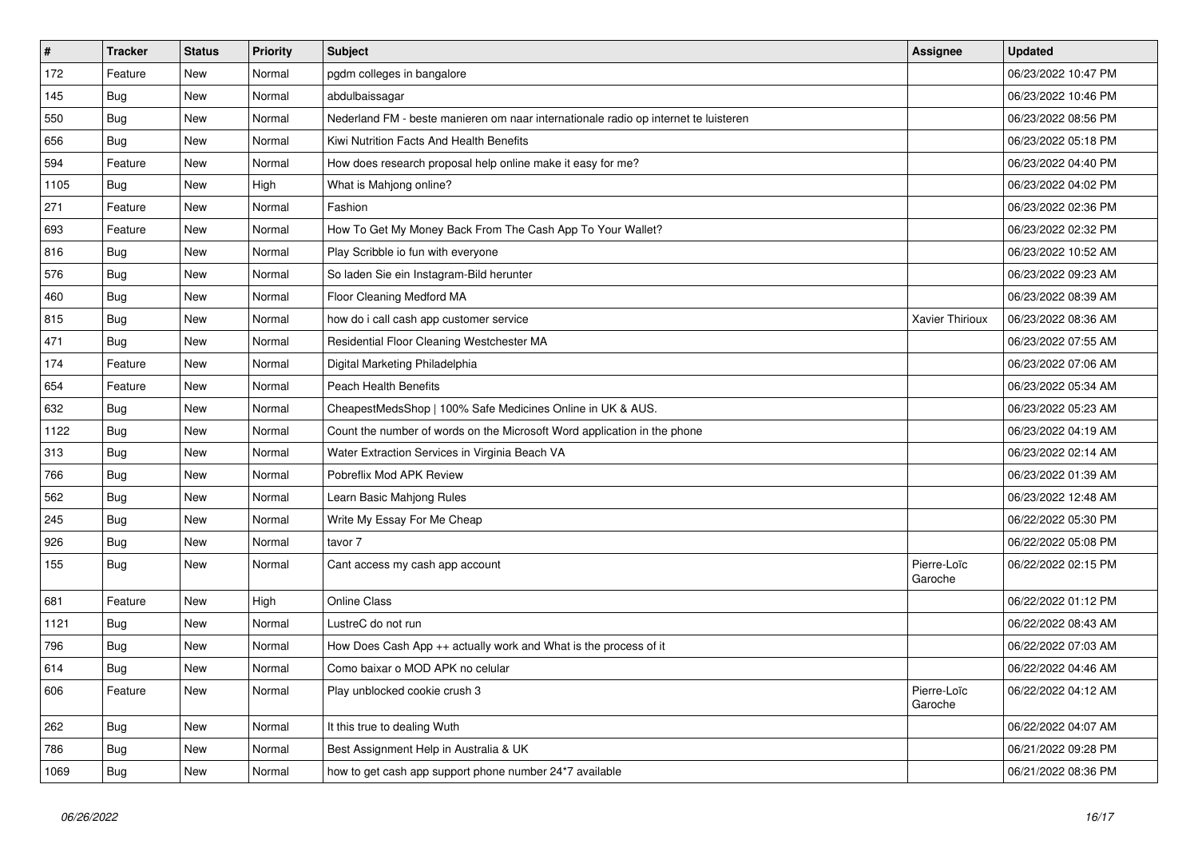| # | Tracker | Status | Priority | Subject | Assignee | Updated |
|---|---|---|---|---|---|---|
| 172 | Feature | New | Normal | pgdm colleges in bangalore | | 06/23/2022 10:47 PM |
| 145 | Bug | New | Normal | abdulbaissagar | | 06/23/2022 10:46 PM |
| 550 | Bug | New | Normal | Nederland FM - beste manieren om naar internationale radio op internet te luisteren | | 06/23/2022 08:56 PM |
| 656 | Bug | New | Normal | Kiwi Nutrition Facts And Health Benefits | | 06/23/2022 05:18 PM |
| 594 | Feature | New | Normal | How does research proposal help online make it easy for me? | | 06/23/2022 04:40 PM |
| 1105 | Bug | New | High | What is Mahjong online? | | 06/23/2022 04:02 PM |
| 271 | Feature | New | Normal | Fashion | | 06/23/2022 02:36 PM |
| 693 | Feature | New | Normal | How To Get My Money Back From The Cash App To Your Wallet? | | 06/23/2022 02:32 PM |
| 816 | Bug | New | Normal | Play Scribble io fun with everyone | | 06/23/2022 10:52 AM |
| 576 | Bug | New | Normal | So laden Sie ein Instagram-Bild herunter | | 06/23/2022 09:23 AM |
| 460 | Bug | New | Normal | Floor Cleaning Medford MA | | 06/23/2022 08:39 AM |
| 815 | Bug | New | Normal | how do i call cash app customer service | Xavier Thirioux | 06/23/2022 08:36 AM |
| 471 | Bug | New | Normal | Residential Floor Cleaning Westchester MA | | 06/23/2022 07:55 AM |
| 174 | Feature | New | Normal | Digital Marketing Philadelphia | | 06/23/2022 07:06 AM |
| 654 | Feature | New | Normal | Peach Health Benefits | | 06/23/2022 05:34 AM |
| 632 | Bug | New | Normal | CheapestMedsShop \| 100% Safe Medicines Online in UK & AUS. | | 06/23/2022 05:23 AM |
| 1122 | Bug | New | Normal | Count the number of words on the Microsoft Word application in the phone | | 06/23/2022 04:19 AM |
| 313 | Bug | New | Normal | Water Extraction Services in Virginia Beach VA | | 06/23/2022 02:14 AM |
| 766 | Bug | New | Normal | Pobreflix Mod APK Review | | 06/23/2022 01:39 AM |
| 562 | Bug | New | Normal | Learn Basic Mahjong Rules | | 06/23/2022 12:48 AM |
| 245 | Bug | New | Normal | Write My Essay For Me Cheap | | 06/22/2022 05:30 PM |
| 926 | Bug | New | Normal | tavor 7 | | 06/22/2022 05:08 PM |
| 155 | Bug | New | Normal | Cant access my cash app account | Pierre-Loïc Garoche | 06/22/2022 02:15 PM |
| 681 | Feature | New | High | Online Class | | 06/22/2022 01:12 PM |
| 1121 | Bug | New | Normal | LustreC do not run | | 06/22/2022 08:43 AM |
| 796 | Bug | New | Normal | How Does Cash App ++ actually work and What is the process of it | | 06/22/2022 07:03 AM |
| 614 | Bug | New | Normal | Como baixar o MOD APK no celular | | 06/22/2022 04:46 AM |
| 606 | Feature | New | Normal | Play unblocked cookie crush 3 | Pierre-Loïc Garoche | 06/22/2022 04:12 AM |
| 262 | Bug | New | Normal | It this true to dealing Wuth | | 06/22/2022 04:07 AM |
| 786 | Bug | New | Normal | Best Assignment Help in Australia & UK | | 06/21/2022 09:28 PM |
| 1069 | Bug | New | Normal | how to get cash app support phone number 24*7 available | | 06/21/2022 08:36 PM |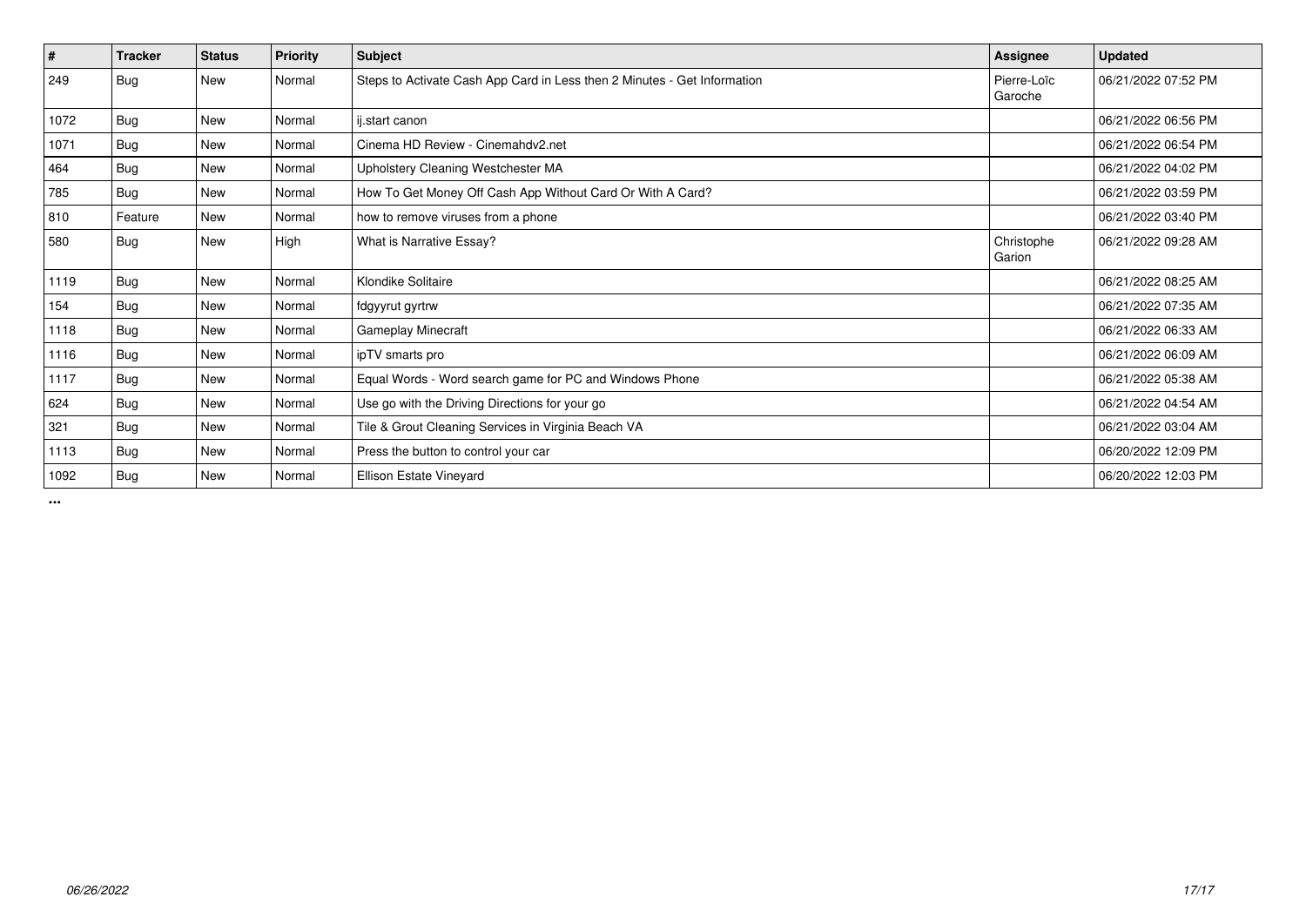| # | Tracker | Status | Priority | Subject | Assignee | Updated |
|---|---|---|---|---|---|---|
| 249 | Bug | New | Normal | Steps to Activate Cash App Card in Less then 2 Minutes - Get Information | Pierre-Loïc Garoche | 06/21/2022 07:52 PM |
| 1072 | Bug | New | Normal | ij.start canon | | 06/21/2022 06:56 PM |
| 1071 | Bug | New | Normal | Cinema HD Review - Cinemahdv2.net | | 06/21/2022 06:54 PM |
| 464 | Bug | New | Normal | Upholstery Cleaning Westchester MA | | 06/21/2022 04:02 PM |
| 785 | Bug | New | Normal | How To Get Money Off Cash App Without Card Or With A Card? | | 06/21/2022 03:59 PM |
| 810 | Feature | New | Normal | how to remove viruses from a phone | | 06/21/2022 03:40 PM |
| 580 | Bug | New | High | What is Narrative Essay? | Christophe Garion | 06/21/2022 09:28 AM |
| 1119 | Bug | New | Normal | Klondike Solitaire | | 06/21/2022 08:25 AM |
| 154 | Bug | New | Normal | fdgyyrut gyrtrw | | 06/21/2022 07:35 AM |
| 1118 | Bug | New | Normal | Gameplay Minecraft | | 06/21/2022 06:33 AM |
| 1116 | Bug | New | Normal | ipTV smarts pro | | 06/21/2022 06:09 AM |
| 1117 | Bug | New | Normal | Equal Words - Word search game for PC and Windows Phone | | 06/21/2022 05:38 AM |
| 624 | Bug | New | Normal | Use go with the Driving Directions for your go | | 06/21/2022 04:54 AM |
| 321 | Bug | New | Normal | Tile & Grout Cleaning Services in Virginia Beach VA | | 06/21/2022 03:04 AM |
| 1113 | Bug | New | Normal | Press the button to control your car | | 06/20/2022 12:09 PM |
| 1092 | Bug | New | Normal | Ellison Estate Vineyard | | 06/20/2022 12:03 PM |

...